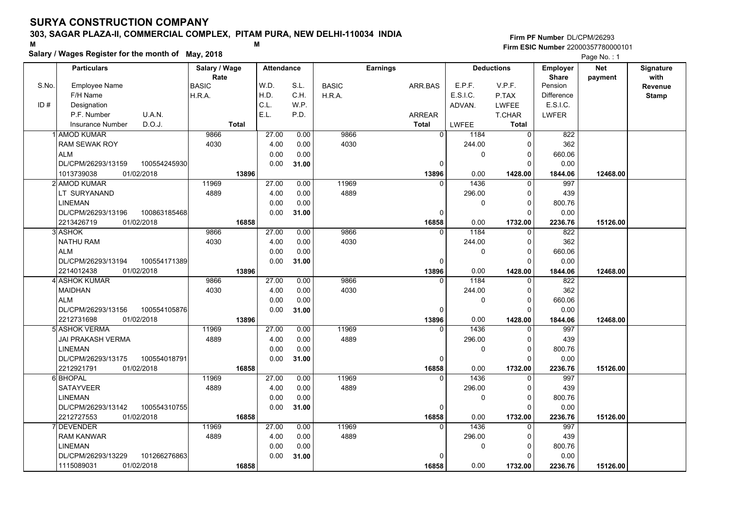# SURYA CONSTRUCTION COMPANY

## 303, SAGAR PLAZA-II, COMMERCIAL COMPLEX, PITAM PURA, NEW DELHI-110034 INDIA

M M

**Salary / Wages Register for the month of May, 2018**

Firm PF Number DL/CPM/26293
Firm ESIC Number 22000357780000101

Page No. : 1

| S.No. | Particulars: Employee Name / F/H Name / Designation / P.F. Number U.A.N. / Insurance Number D.O.J. | Salary / Wage Rate: BASIC / H.R.A. / Total | Attendance: W.D. / H.D. / C.L. / E.L. | Attendance: S.L. / C.H. / W.P. / P.D. | Earnings: BASIC / H.R.A. | Earnings: ARR.BAS / ARREAR / Total | Deductions: E.P.F. / E.S.I.C. / ADVAN. / LWFEE | Deductions: V.P.F. / P.TAX / LWFEE / T.CHAR / Total | Employer Share: Pension / Difference / E.S.I.C. / LWFER | Net payment | Signature with Revenue Stamp |
|---|---|---|---|---|---|---|---|---|---|---|---|
| 1 | AMOD KUMAR | 9866 | 27.00 | 0.00 | 9866 | 0 | 1184 | 0 | 822 | | |
| | RAM SEWAK ROY | 4030 | 4.00 | 0.00 | 4030 | | 244.00 | 0 | 362 | | |
| | ALM | | 0.00 | 0.00 | | | 0 | 0 | 660.06 | | |
| | DL/CPM/26293/13159 100554245930 | | 0.00 | 31.00 | | 0 | | 0 | 0.00 | | |
| | 1013739038 01/02/2018 | 13896 | | | | 13896 | 0.00 | 1428.00 | 1844.06 | 12468.00 | |
| 2 | AMOD KUMAR | 11969 | 27.00 | 0.00 | 11969 | 0 | 1436 | 0 | 997 | | |
| | LT SURYANAND | 4889 | 4.00 | 0.00 | 4889 | | 296.00 | 0 | 439 | | |
| | LINEMAN | | 0.00 | 0.00 | | | 0 | 0 | 800.76 | | |
| | DL/CPM/26293/13196 100863185468 | | 0.00 | 31.00 | | 0 | | 0 | 0.00 | | |
| | 2213426719 01/02/2018 | 16858 | | | | 16858 | 0.00 | 1732.00 | 2236.76 | 15126.00 | |
| 3 | ASHOK | 9866 | 27.00 | 0.00 | 9866 | 0 | 1184 | 0 | 822 | | |
| | NATHU RAM | 4030 | 4.00 | 0.00 | 4030 | | 244.00 | 0 | 362 | | |
| | ALM | | 0.00 | 0.00 | | | 0 | 0 | 660.06 | | |
| | DL/CPM/26293/13194 100554171389 | | 0.00 | 31.00 | | 0 | | 0 | 0.00 | | |
| | 2214012438 01/02/2018 | 13896 | | | | 13896 | 0.00 | 1428.00 | 1844.06 | 12468.00 | |
| 4 | ASHOK KUMAR | 9866 | 27.00 | 0.00 | 9866 | 0 | 1184 | 0 | 822 | | |
| | MAIDHAN | 4030 | 4.00 | 0.00 | 4030 | | 244.00 | 0 | 362 | | |
| | ALM | | 0.00 | 0.00 | | | 0 | 0 | 660.06 | | |
| | DL/CPM/26293/13156 100554105876 | | 0.00 | 31.00 | | 0 | | 0 | 0.00 | | |
| | 2212731698 01/02/2018 | 13896 | | | | 13896 | 0.00 | 1428.00 | 1844.06 | 12468.00 | |
| 5 | ASHOK VERMA | 11969 | 27.00 | 0.00 | 11969 | 0 | 1436 | 0 | 997 | | |
| | JAI PRAKASH VERMA | 4889 | 4.00 | 0.00 | 4889 | | 296.00 | 0 | 439 | | |
| | LINEMAN | | 0.00 | 0.00 | | | 0 | 0 | 800.76 | | |
| | DL/CPM/26293/13175 100554018791 | | 0.00 | 31.00 | | 0 | | 0 | 0.00 | | |
| | 2212921791 01/02/2018 | 16858 | | | | 16858 | 0.00 | 1732.00 | 2236.76 | 15126.00 | |
| 6 | BHOPAL | 11969 | 27.00 | 0.00 | 11969 | 0 | 1436 | 0 | 997 | | |
| | SATAYVEER | 4889 | 4.00 | 0.00 | 4889 | | 296.00 | 0 | 439 | | |
| | LINEMAN | | 0.00 | 0.00 | | | 0 | 0 | 800.76 | | |
| | DL/CPM/26293/13142 100554310755 | | 0.00 | 31.00 | | 0 | | 0 | 0.00 | | |
| | 2212727553 01/02/2018 | 16858 | | | | 16858 | 0.00 | 1732.00 | 2236.76 | 15126.00 | |
| 7 | DEVENDER | 11969 | 27.00 | 0.00 | 11969 | 0 | 1436 | 0 | 997 | | |
| | RAM KANWAR | 4889 | 4.00 | 0.00 | 4889 | | 296.00 | 0 | 439 | | |
| | LINEMAN | | 0.00 | 0.00 | | | 0 | 0 | 800.76 | | |
| | DL/CPM/26293/13229 101266276863 | | 0.00 | 31.00 | | 0 | | 0 | 0.00 | | |
| | 1115089031 01/02/2018 | 16858 | | | | 16858 | 0.00 | 1732.00 | 2236.76 | 15126.00 | |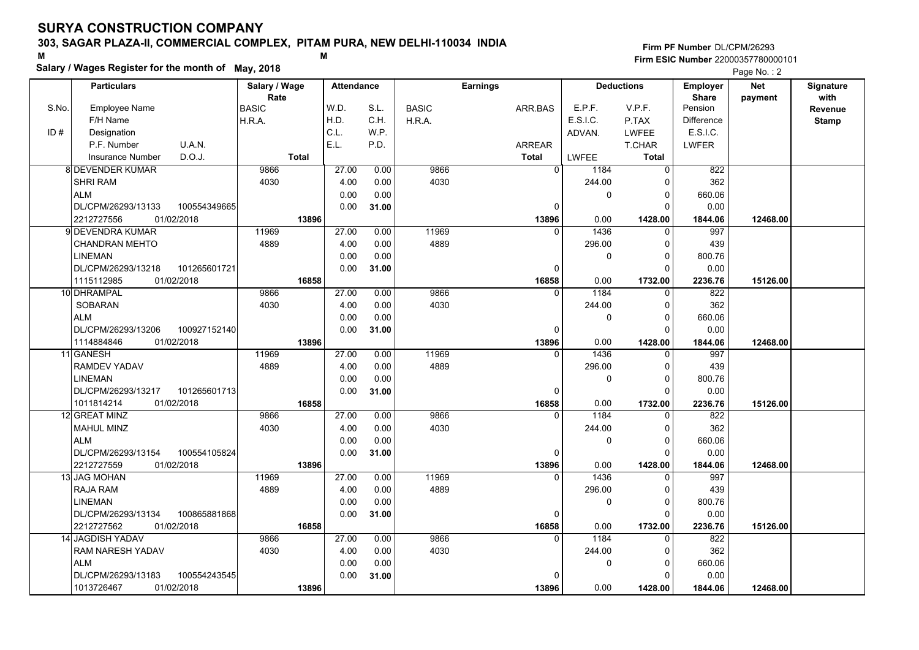# SURYA CONSTRUCTION COMPANY

**303, SAGAR PLAZA-II, COMMERCIAL COMPLEX, PITAM PURA, NEW DELHI-110034 INDIA**

**Firm PF Number** DL/CPM/26293
**Firm ESIC Number** 22000357780000101

**Salary / Wages Register for the month of May, 2018**

Page No. : 2

| S.No. | Particulars (Employee Name / F/H Name / ID# Designation / P.F. Number, U.A.N. / Insurance Number, D.O.J.) | Salary / Wage Rate (BASIC / H.R.A. / Total) | Attendance (W.D. / H.D. / C.L. / E.L.) | Attendance (S.L. / C.H. / W.P. / P.D.) | Earnings (BASIC / H.R.A.) | Earnings (ARR.BAS / ARREAR / Total) | Deductions (E.P.F. / E.S.I.C. / ADVAN. / LWFEE) | Deductions (V.P.F. / P.TAX / LWFEE / T.CHAR / Total) | Employer Share (Pension / Difference / E.S.I.C. / LWFER) | Net payment | Signature with Revenue Stamp |
|---|---|---|---|---|---|---|---|---|---|---|---|
| 8 | DEVENDER KUMAR | 9866 | 27.00 | 0.00 | 9866 | 0 | 1184 | 0 | 822 | | |
| | SHRI RAM | 4030 | 4.00 | 0.00 | 4030 | | 244.00 | 0 | 362 | | |
| | ALM | | 0.00 | 0.00 | | | 0 | 0 | 660.06 | | |
| | DL/CPM/26293/13133 100554349665 | | 0.00 | 31.00 | | 0 | | 0 | 0.00 | | |
| | 2212727556 01/02/2018 | **13896** | | | | **13896** | 0.00 | **1428.00** | **1844.06** | **12468.00** | |
| 9 | DEVENDRA KUMAR | 11969 | 27.00 | 0.00 | 11969 | 0 | 1436 | 0 | 997 | | |
| | CHANDRAN MEHTO | 4889 | 4.00 | 0.00 | 4889 | | 296.00 | 0 | 439 | | |
| | LINEMAN | | 0.00 | 0.00 | | | 0 | 0 | 800.76 | | |
| | DL/CPM/26293/13218 101265601721 | | 0.00 | 31.00 | | 0 | | 0 | 0.00 | | |
| | 1115112985 01/02/2018 | **16858** | | | | **16858** | 0.00 | **1732.00** | **2236.76** | **15126.00** | |
| 10 | DHRAMPAL | 9866 | 27.00 | 0.00 | 9866 | 0 | 1184 | 0 | 822 | | |
| | SOBARAN | 4030 | 4.00 | 0.00 | 4030 | | 244.00 | 0 | 362 | | |
| | ALM | | 0.00 | 0.00 | | | 0 | 0 | 660.06 | | |
| | DL/CPM/26293/13206 100927152140 | | 0.00 | 31.00 | | 0 | | 0 | 0.00 | | |
| | 1114884846 01/02/2018 | **13896** | | | | **13896** | 0.00 | **1428.00** | **1844.06** | **12468.00** | |
| 11 | GANESH | 11969 | 27.00 | 0.00 | 11969 | 0 | 1436 | 0 | 997 | | |
| | RAMDEV YADAV | 4889 | 4.00 | 0.00 | 4889 | | 296.00 | 0 | 439 | | |
| | LINEMAN | | 0.00 | 0.00 | | | 0 | 0 | 800.76 | | |
| | DL/CPM/26293/13217 101265601713 | | 0.00 | 31.00 | | 0 | | 0 | 0.00 | | |
| | 1011814214 01/02/2018 | **16858** | | | | **16858** | 0.00 | **1732.00** | **2236.76** | **15126.00** | |
| 12 | GREAT MINZ | 9866 | 27.00 | 0.00 | 9866 | 0 | 1184 | 0 | 822 | | |
| | MAHUL MINZ | 4030 | 4.00 | 0.00 | 4030 | | 244.00 | 0 | 362 | | |
| | ALM | | 0.00 | 0.00 | | | 0 | 0 | 660.06 | | |
| | DL/CPM/26293/13154 100554105824 | | 0.00 | 31.00 | | 0 | | 0 | 0.00 | | |
| | 2212727559 01/02/2018 | **13896** | | | | **13896** | 0.00 | **1428.00** | **1844.06** | **12468.00** | |
| 13 | JAG MOHAN | 11969 | 27.00 | 0.00 | 11969 | 0 | 1436 | 0 | 997 | | |
| | RAJA RAM | 4889 | 4.00 | 0.00 | 4889 | | 296.00 | 0 | 439 | | |
| | LINEMAN | | 0.00 | 0.00 | | | 0 | 0 | 800.76 | | |
| | DL/CPM/26293/13134 100865881868 | | 0.00 | 31.00 | | 0 | | 0 | 0.00 | | |
| | 2212727562 01/02/2018 | **16858** | | | | **16858** | 0.00 | **1732.00** | **2236.76** | **15126.00** | |
| 14 | JAGDISH YADAV | 9866 | 27.00 | 0.00 | 9866 | 0 | 1184 | 0 | 822 | | |
| | RAM NARESH YADAV | 4030 | 4.00 | 0.00 | 4030 | | 244.00 | 0 | 362 | | |
| | ALM | | 0.00 | 0.00 | | | 0 | 0 | 660.06 | | |
| | DL/CPM/26293/13183 100554243545 | | 0.00 | 31.00 | | 0 | | 0 | 0.00 | | |
| | 1013726467 01/02/2018 | **13896** | | | | **13896** | 0.00 | **1428.00** | **1844.06** | **12468.00** | |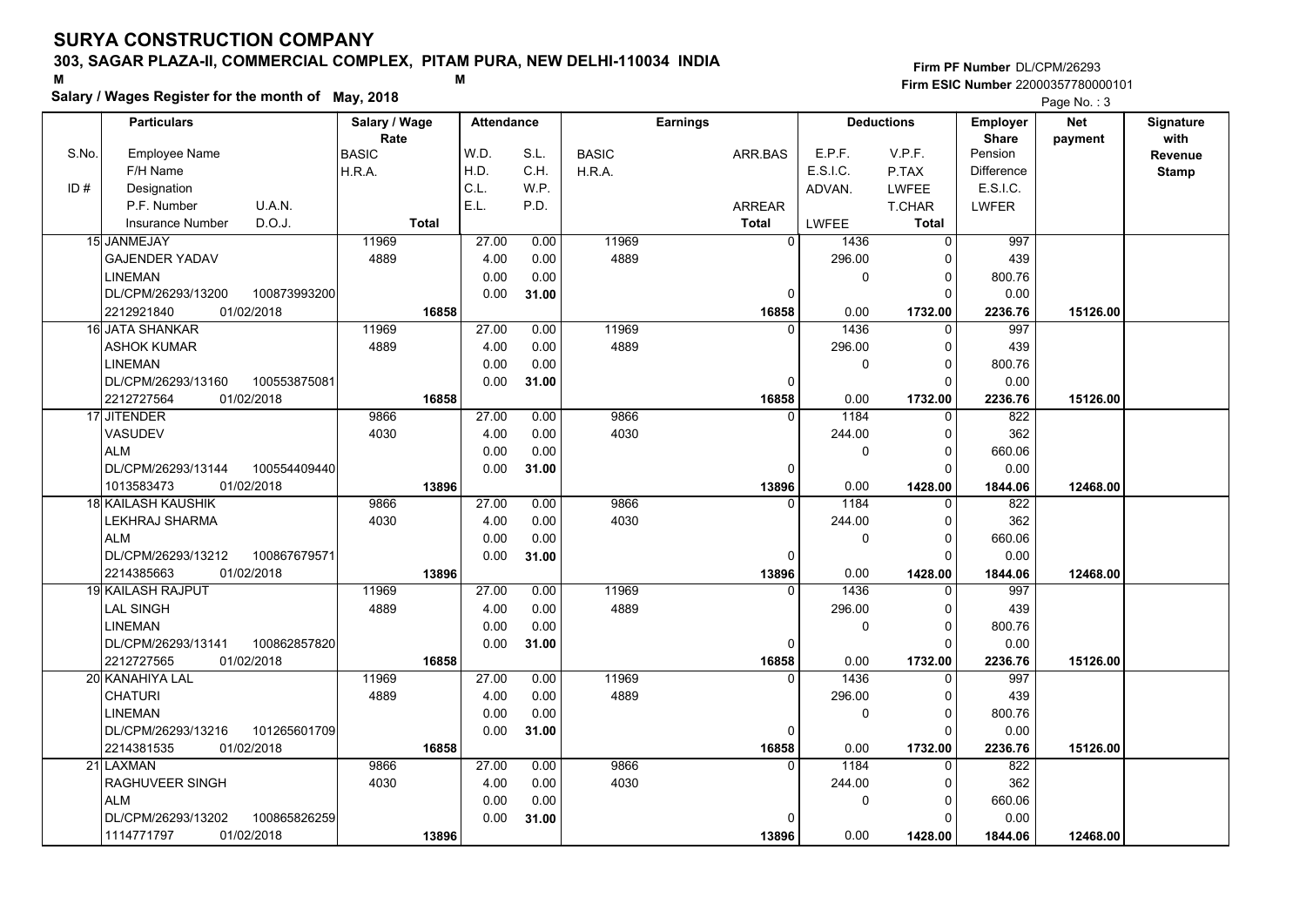# SURYA CONSTRUCTION COMPANY

**303, SAGAR PLAZA-II, COMMERCIAL COMPLEX, PITAM PURA, NEW DELHI-110034 INDIA**

M M

**Salary / Wages Register for the month of May, 2018**

**Firm PF Number** DL/CPM/26293
**Firm ESIC Number** 22000357780000101

| S.No. / ID # | Particulars: Employee Name / F/H Name / Designation / P.F. Number, U.A.N. / Insurance Number, D.O.J. | Salary / Wage Rate: BASIC / H.R.A. / Total | Attendance: W.D. / H.D. / C.L. / E.L. | S.L. / C.H. / W.P. / P.D. | Earnings: BASIC / H.R.A. | ARR.BAS / ARREAR / Total | Deductions: E.P.F. / E.S.I.C. / ADVAN. / LWFEE | V.P.F. / P.TAX / LWFEE / T.CHAR / Total | Employer Share: Pension / Difference / E.S.I.C. / LWFER | Net payment | Signature with Revenue Stamp |
|---|---|---|---|---|---|---|---|---|---|---|---|
| 15 | JANMEJAY | 11969 | 27.00 | 0.00 | 11969 | 0 | 1436 | 0 | 997 | | |
| | GAJENDER YADAV | 4889 | 4.00 | 0.00 | 4889 | | 296.00 | 0 | 439 | | |
| | LINEMAN | | 0.00 | 0.00 | | | 0 | 0 | 800.76 | | |
| | DL/CPM/26293/13200 100873993200 | | 0.00 | 31.00 | | 0 | | 0 | 0.00 | | |
| | 2212921840 01/02/2018 | 16858 | | | | 16858 | 0.00 | 1732.00 | 2236.76 | 15126.00 | |
| 16 | JATA SHANKAR | 11969 | 27.00 | 0.00 | 11969 | 0 | 1436 | 0 | 997 | | |
| | ASHOK KUMAR | 4889 | 4.00 | 0.00 | 4889 | | 296.00 | 0 | 439 | | |
| | LINEMAN | | 0.00 | 0.00 | | | 0 | 0 | 800.76 | | |
| | DL/CPM/26293/13160 100553875081 | | 0.00 | 31.00 | | 0 | | 0 | 0.00 | | |
| | 2212727564 01/02/2018 | 16858 | | | | 16858 | 0.00 | 1732.00 | 2236.76 | 15126.00 | |
| 17 | JITENDER | 9866 | 27.00 | 0.00 | 9866 | 0 | 1184 | 0 | 822 | | |
| | VASUDEV | 4030 | 4.00 | 0.00 | 4030 | | 244.00 | 0 | 362 | | |
| | ALM | | 0.00 | 0.00 | | | 0 | 0 | 660.06 | | |
| | DL/CPM/26293/13144 100554409440 | | 0.00 | 31.00 | | 0 | | 0 | 0.00 | | |
| | 1013583473 01/02/2018 | 13896 | | | | 13896 | 0.00 | 1428.00 | 1844.06 | 12468.00 | |
| 18 | KAILASH KAUSHIK | 9866 | 27.00 | 0.00 | 9866 | 0 | 1184 | 0 | 822 | | |
| | LEKHRAJ SHARMA | 4030 | 4.00 | 0.00 | 4030 | | 244.00 | 0 | 362 | | |
| | ALM | | 0.00 | 0.00 | | | 0 | 0 | 660.06 | | |
| | DL/CPM/26293/13212 100867679571 | | 0.00 | 31.00 | | 0 | | 0 | 0.00 | | |
| | 2214385663 01/02/2018 | 13896 | | | | 13896 | 0.00 | 1428.00 | 1844.06 | 12468.00 | |
| 19 | KAILASH RAJPUT | 11969 | 27.00 | 0.00 | 11969 | 0 | 1436 | 0 | 997 | | |
| | LAL SINGH | 4889 | 4.00 | 0.00 | 4889 | | 296.00 | 0 | 439 | | |
| | LINEMAN | | 0.00 | 0.00 | | | 0 | 0 | 800.76 | | |
| | DL/CPM/26293/13141 100862857820 | | 0.00 | 31.00 | | 0 | | 0 | 0.00 | | |
| | 2212727565 01/02/2018 | 16858 | | | | 16858 | 0.00 | 1732.00 | 2236.76 | 15126.00 | |
| 20 | KANAHIYA LAL | 11969 | 27.00 | 0.00 | 11969 | 0 | 1436 | 0 | 997 | | |
| | CHATURI | 4889 | 4.00 | 0.00 | 4889 | | 296.00 | 0 | 439 | | |
| | LINEMAN | | 0.00 | 0.00 | | | 0 | 0 | 800.76 | | |
| | DL/CPM/26293/13216 101265601709 | | 0.00 | 31.00 | | 0 | | 0 | 0.00 | | |
| | 2214381535 01/02/2018 | 16858 | | | | 16858 | 0.00 | 1732.00 | 2236.76 | 15126.00 | |
| 21 | LAXMAN | 9866 | 27.00 | 0.00 | 9866 | 0 | 1184 | 0 | 822 | | |
| | RAGHUVEER SINGH | 4030 | 4.00 | 0.00 | 4030 | | 244.00 | 0 | 362 | | |
| | ALM | | 0.00 | 0.00 | | | 0 | 0 | 660.06 | | |
| | DL/CPM/26293/13202 100865826259 | | 0.00 | 31.00 | | 0 | | 0 | 0.00 | | |
| | 1114771797 01/02/2018 | 13896 | | | | 13896 | 0.00 | 1428.00 | 1844.06 | 12468.00 | |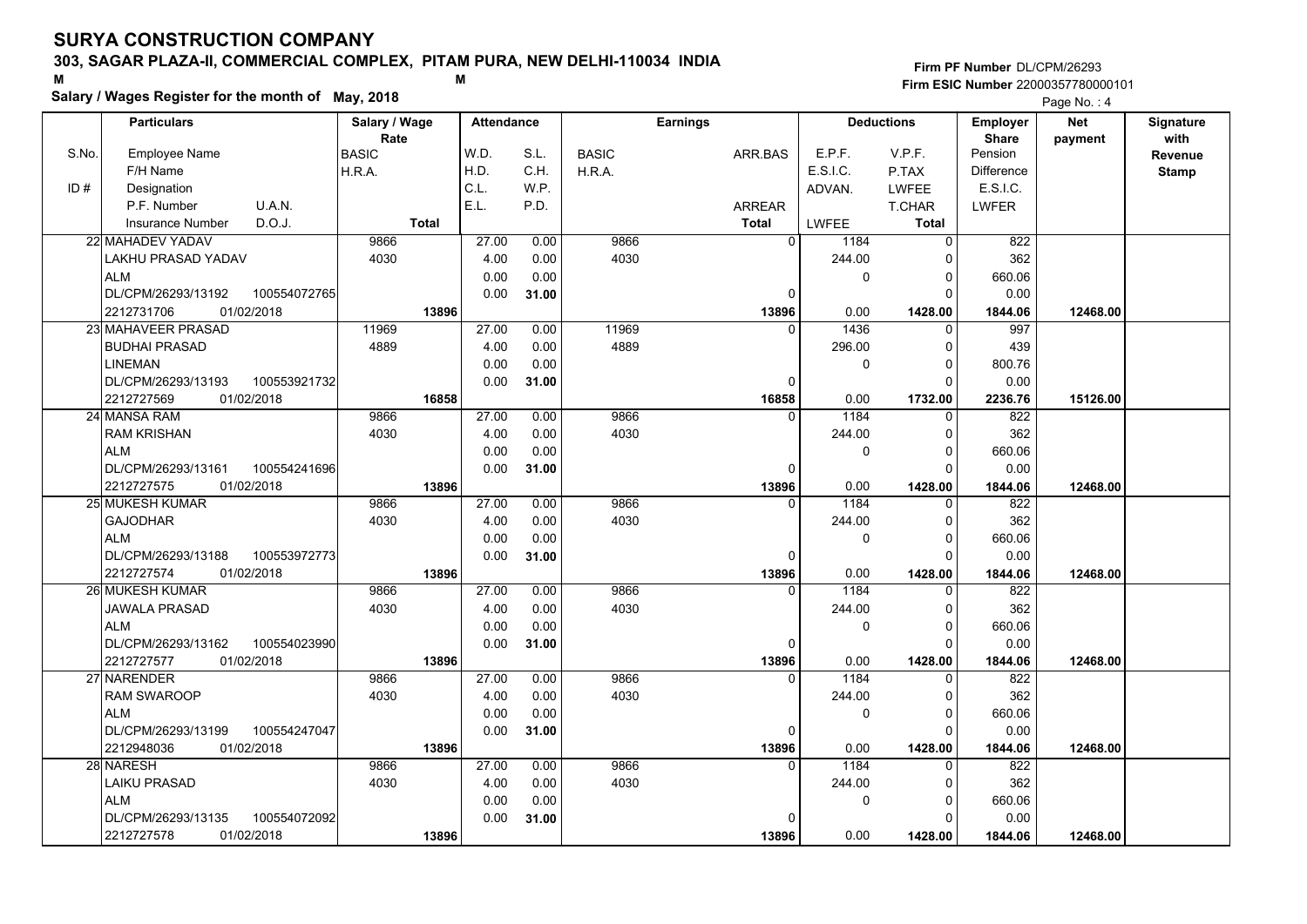# SURYA CONSTRUCTION COMPANY

## 303, SAGAR PLAZA-II, COMMERCIAL COMPLEX, PITAM PURA, NEW DELHI-110034 INDIA

M M

**Salary / Wages Register for the month of May, 2018**

**Firm PF Number** DL/CPM/26293
**Firm ESIC Number** 22000357780000101

| S.No. | Particulars: Employee Name / F/H Name / Designation / P.F. Number U.A.N. / Insurance Number D.O.J. | Salary / Wage Rate: BASIC / H.R.A. / Total | Attendance: W.D. / H.D. / C.L. / E.L. | Attendance: S.L. / C.H. / W.P. / P.D. | Earnings: BASIC / H.R.A. | Earnings: ARR.BAS / ARREAR / Total | Deductions: E.P.F. / E.S.I.C. / ADVAN. / LWFEE | Deductions: V.P.F. / P.TAX / LWFEE / T.CHAR / Total | Employer Share: Pension / Difference / E.S.I.C. / LWFER | Net payment | Signature with Revenue Stamp |
|---|---|---|---|---|---|---|---|---|---|---|---|
| 22 | MAHADEV YADAV<br>LAKHU PRASAD YADAV<br>ALM<br>DL/CPM/26293/13192 100554072765<br>2212731706 01/02/2018 | 9866<br>4030<br>**13896** | 27.00<br>4.00<br>0.00<br>0.00 | 0.00<br>0.00<br>0.00<br>**31.00** | 9866<br>4030 | 0<br>0<br>**13896** | 1184<br>244.00<br>0<br>0.00 | 0<br>0<br>0<br>0<br>**1428.00** | 822<br>362<br>660.06<br>0.00<br>**1844.06** | **12468.00** | |
| 23 | MAHAVEER PRASAD<br>BUDHAI PRASAD<br>LINEMAN<br>DL/CPM/26293/13193 100553921732<br>2212727569 01/02/2018 | 11969<br>4889<br>**16858** | 27.00<br>4.00<br>0.00<br>0.00 | 0.00<br>0.00<br>0.00<br>**31.00** | 11969<br>4889 | 0<br>0<br>**16858** | 1436<br>296.00<br>0<br>0.00 | 0<br>0<br>0<br>0<br>**1732.00** | 997<br>439<br>800.76<br>0.00<br>**2236.76** | **15126.00** | |
| 24 | MANSA RAM<br>RAM KRISHAN<br>ALM<br>DL/CPM/26293/13161 100554241696<br>2212727575 01/02/2018 | 9866<br>4030<br>**13896** | 27.00<br>4.00<br>0.00<br>0.00 | 0.00<br>0.00<br>0.00<br>**31.00** | 9866<br>4030 | 0<br>0<br>**13896** | 1184<br>244.00<br>0<br>0.00 | 0<br>0<br>0<br>0<br>**1428.00** | 822<br>362<br>660.06<br>0.00<br>**1844.06** | **12468.00** | |
| 25 | MUKESH KUMAR<br>GAJODHAR<br>ALM<br>DL/CPM/26293/13188 100553972773<br>2212727574 01/02/2018 | 9866<br>4030<br>**13896** | 27.00<br>4.00<br>0.00<br>0.00 | 0.00<br>0.00<br>0.00<br>**31.00** | 9866<br>4030 | 0<br>0<br>**13896** | 1184<br>244.00<br>0<br>0.00 | 0<br>0<br>0<br>0<br>**1428.00** | 822<br>362<br>660.06<br>0.00<br>**1844.06** | **12468.00** | |
| 26 | MUKESH KUMAR<br>JAWALA PRASAD<br>ALM<br>DL/CPM/26293/13162 100554023990<br>2212727577 01/02/2018 | 9866<br>4030<br>**13896** | 27.00<br>4.00<br>0.00<br>0.00 | 0.00<br>0.00<br>0.00<br>**31.00** | 9866<br>4030 | 0<br>0<br>**13896** | 1184<br>244.00<br>0<br>0.00 | 0<br>0<br>0<br>0<br>**1428.00** | 822<br>362<br>660.06<br>0.00<br>**1844.06** | **12468.00** | |
| 27 | NARENDER<br>RAM SWAROOP<br>ALM<br>DL/CPM/26293/13199 100554247047<br>2212948036 01/02/2018 | 9866<br>4030<br>**13896** | 27.00<br>4.00<br>0.00<br>0.00 | 0.00<br>0.00<br>0.00<br>**31.00** | 9866<br>4030 | 0<br>0<br>**13896** | 1184<br>244.00<br>0<br>0.00 | 0<br>0<br>0<br>0<br>**1428.00** | 822<br>362<br>660.06<br>0.00<br>**1844.06** | **12468.00** | |
| 28 | NARESH<br>LAIKU PRASAD<br>ALM<br>DL/CPM/26293/13135 100554072092<br>2212727578 01/02/2018 | 9866<br>4030<br>**13896** | 27.00<br>4.00<br>0.00<br>0.00 | 0.00<br>0.00<br>0.00<br>**31.00** | 9866<br>4030 | 0<br>0<br>**13896** | 1184<br>244.00<br>0<br>0.00 | 0<br>0<br>0<br>0<br>**1428.00** | 822<br>362<br>660.06<br>0.00<br>**1844.06** | **12468.00** | |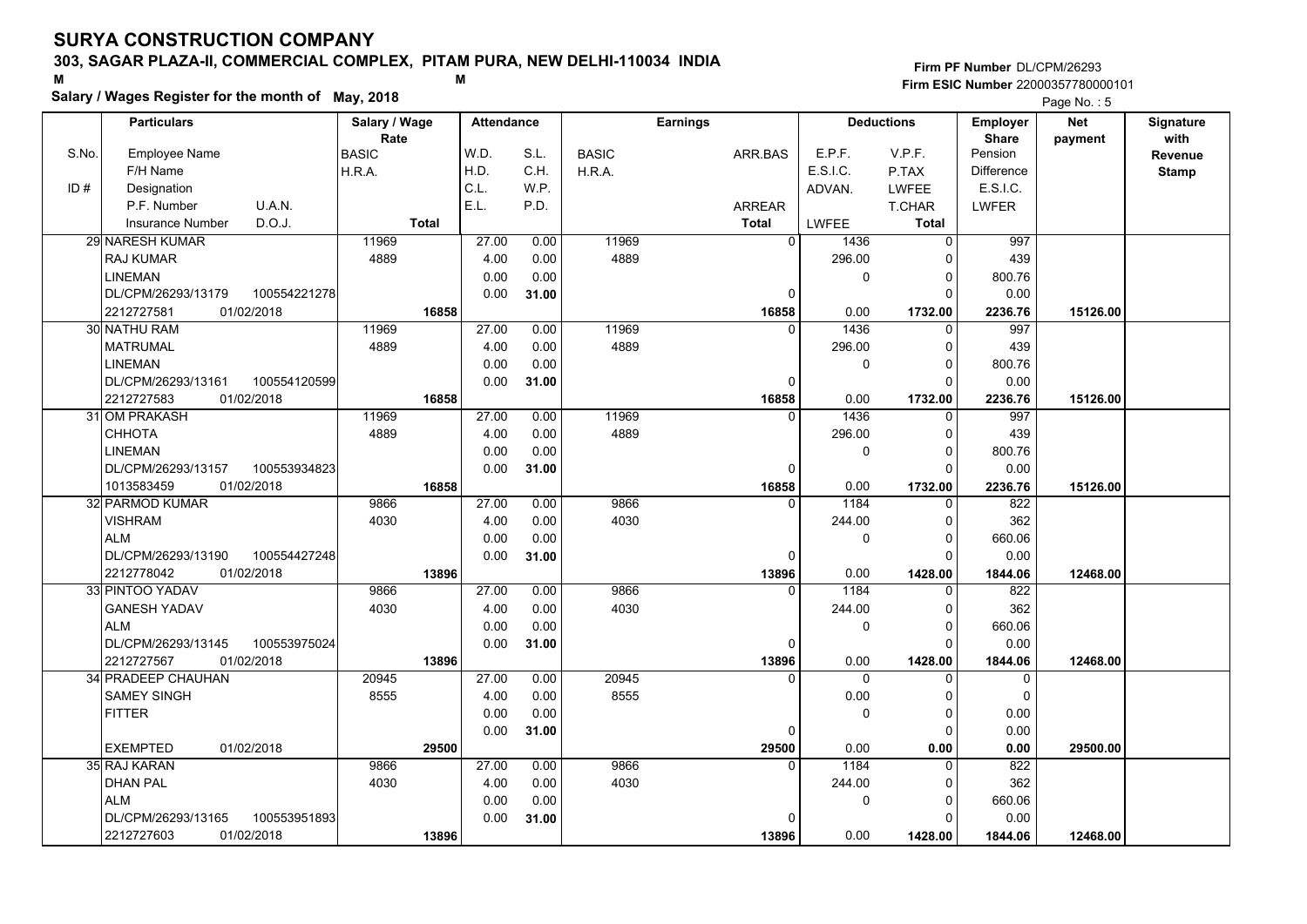# SURYA CONSTRUCTION COMPANY

**303, SAGAR PLAZA-II, COMMERCIAL COMPLEX, PITAM PURA, NEW DELHI-110034 INDIA**

M M

**Salary / Wages Register for the month of May, 2018**

**Firm PF Number** DL/CPM/26293
**Firm ESIC Number** 22000357780000101

| S.No. / ID # | Particulars: Employee Name / F/H Name / Designation / P.F. Number / U.A.N. / Insurance Number / D.O.J. | Salary / Wage Rate: BASIC / H.R.A. / Total | Attendance: W.D. / H.D. / C.L. / E.L. | Attendance: S.L. / C.H. / W.P. / P.D. | Earnings: BASIC / H.R.A. | Earnings: ARR.BAS / ARREAR / Total | Deductions: E.P.F. / E.S.I.C. / ADVAN. / LWFEE | Deductions: V.P.F. / P.TAX / LWFEE / T.CHAR / Total | Employer Share: Pension / Difference / E.S.I.C. / LWFER | Net payment | Signature with Revenue Stamp |
|---|---|---|---|---|---|---|---|---|---|---|---|
| 29 | NARESH KUMAR / RAJ KUMAR / LINEMAN / DL/CPM/26293/13179 / 100554221278 / 2212727581 / 01/02/2018 | 11969 / 4889 / 16858 | 27.00 / 4.00 / 0.00 / 0.00 | 0.00 / 0.00 / 0.00 / 31.00 | 11969 / 4889 | 0 / 0 / 16858 | 1436 / 296.00 / 0 / 0.00 | 0 / 0 / 0 / 0 / 1732.00 | 997 / 439 / 800.76 / 0.00 / 2236.76 | 15126.00 | |
| 30 | NATHU RAM / MATRUMAL / LINEMAN / DL/CPM/26293/13161 / 100554120599 / 2212727583 / 01/02/2018 | 11969 / 4889 / 16858 | 27.00 / 4.00 / 0.00 / 0.00 | 0.00 / 0.00 / 0.00 / 31.00 | 11969 / 4889 | 0 / 0 / 16858 | 1436 / 296.00 / 0 / 0.00 | 0 / 0 / 0 / 0 / 1732.00 | 997 / 439 / 800.76 / 0.00 / 2236.76 | 15126.00 | |
| 31 | OM PRAKASH / CHHOTA / LINEMAN / DL/CPM/26293/13157 / 100553934823 / 1013583459 / 01/02/2018 | 11969 / 4889 / 16858 | 27.00 / 4.00 / 0.00 / 0.00 | 0.00 / 0.00 / 0.00 / 31.00 | 11969 / 4889 | 0 / 0 / 16858 | 1436 / 296.00 / 0 / 0.00 | 0 / 0 / 0 / 0 / 1732.00 | 997 / 439 / 800.76 / 0.00 / 2236.76 | 15126.00 | |
| 32 | PARMOD KUMAR / VISHRAM / ALM / DL/CPM/26293/13190 / 100554427248 / 2212778042 / 01/02/2018 | 9866 / 4030 / 13896 | 27.00 / 4.00 / 0.00 / 0.00 | 0.00 / 0.00 / 0.00 / 31.00 | 9866 / 4030 | 0 / 0 / 13896 | 1184 / 244.00 / 0 / 0.00 | 0 / 0 / 0 / 0 / 1428.00 | 822 / 362 / 660.06 / 0.00 / 1844.06 | 12468.00 | |
| 33 | PINTOO YADAV / GANESH YADAV / ALM / DL/CPM/26293/13145 / 100553975024 / 2212727567 / 01/02/2018 | 9866 / 4030 / 13896 | 27.00 / 4.00 / 0.00 / 0.00 | 0.00 / 0.00 / 0.00 / 31.00 | 9866 / 4030 | 0 / 0 / 13896 | 1184 / 244.00 / 0 / 0.00 | 0 / 0 / 0 / 0 / 1428.00 | 822 / 362 / 660.06 / 0.00 / 1844.06 | 12468.00 | |
| 34 | PRADEEP CHAUHAN / SAMEY SINGH / FITTER / EXEMPTED / 01/02/2018 | 20945 / 8555 / 29500 | 27.00 / 4.00 / 0.00 / 0.00 | 0.00 / 0.00 / 0.00 / 31.00 | 20945 / 8555 | 0 / 0 / 29500 | 0 / 0.00 / 0 / 0.00 | 0 / 0 / 0 / 0 / 0.00 | 0 / 0 / 0.00 / 0.00 / 0.00 | 29500.00 | |
| 35 | RAJ KARAN / DHAN PAL / ALM / DL/CPM/26293/13165 / 100553951893 / 2212727603 / 01/02/2018 | 9866 / 4030 / 13896 | 27.00 / 4.00 / 0.00 / 0.00 | 0.00 / 0.00 / 0.00 / 31.00 | 9866 / 4030 | 0 / 0 / 13896 | 1184 / 244.00 / 0 / 0.00 | 0 / 0 / 0 / 0 / 1428.00 | 822 / 362 / 660.06 / 0.00 / 1844.06 | 12468.00 | |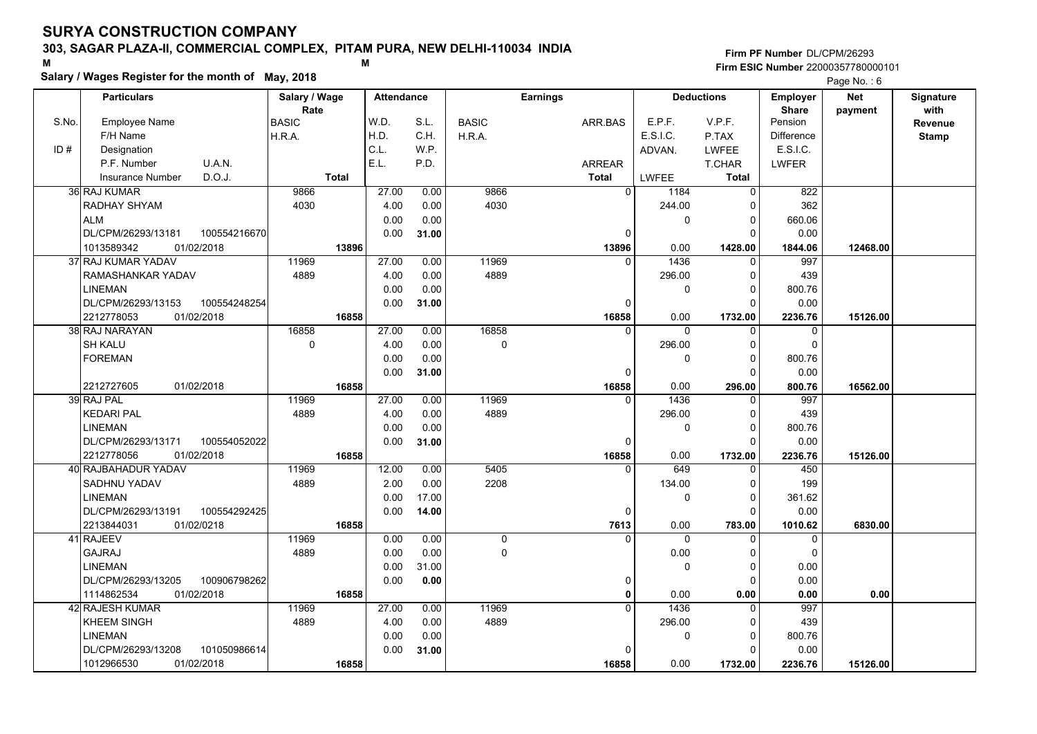# SURYA CONSTRUCTION COMPANY

**303, SAGAR PLAZA-II, COMMERCIAL COMPLEX, PITAM PURA, NEW DELHI-110034 INDIA**

M M

**Salary / Wages Register for the month of May, 2018**

**Firm PF Number** DL/CPM/26293
**Firm ESIC Number** 22000357780000101

| S.No. | Particulars (Employee Name / F/H Name / Designation / P.F. Number / U.A.N. / Insurance Number / D.O.J.) | Salary / Wage Rate (BASIC / H.R.A. / Total) | Attendance (W.D. / H.D. / C.L. / E.L.) | Attendance (S.L. / C.H. / W.P. / P.D.) | Earnings (BASIC / H.R.A.) | Earnings (ARR.BAS / ARREAR / Total) | Deductions (E.P.F. / E.S.I.C. / ADVAN. / LWFEE) | Deductions (V.P.F. / P.TAX / LWFEE / T.CHAR / Total) | Employer Share (Pension / Difference / E.S.I.C. / LWFER) | Net payment | Signature with Revenue Stamp |
|---|---|---|---|---|---|---|---|---|---|---|---|
| 36 | RAJ KUMAR / RADHAY SHYAM / ALM / DL/CPM/26293/13181 / 100554216670 / 1013589342 / 01/02/2018 | 9866 / 4030 / 13896 | 27.00 / 4.00 / 0.00 / 0.00 | 0.00 / 0.00 / 0.00 / 31.00 | 9866 / 4030 | 0 / 0 / 13896 | 1184 / 244.00 / 0 / 0.00 | 0 / 0 / 0 / 0 / 1428.00 | 822 / 362 / 660.06 / 0.00 / 1844.06 | 12468.00 | |
| 37 | RAJ KUMAR YADAV / RAMASHANKAR YADAV / LINEMAN / DL/CPM/26293/13153 / 100554248254 / 2212778053 / 01/02/2018 | 11969 / 4889 / 16858 | 27.00 / 4.00 / 0.00 / 0.00 | 0.00 / 0.00 / 0.00 / 31.00 | 11969 / 4889 | 0 / 0 / 16858 | 1436 / 296.00 / 0 / 0.00 | 0 / 0 / 0 / 0 / 1732.00 | 997 / 439 / 800.76 / 0.00 / 2236.76 | 15126.00 | |
| 38 | RAJ NARAYAN / SH KALU / FOREMAN / 2212727605 / 01/02/2018 | 16858 / 0 / 16858 | 27.00 / 4.00 / 0.00 / 0.00 | 0.00 / 0.00 / 0.00 / 31.00 | 16858 / 0 | 0 / 0 / 16858 | 0 / 296.00 / 0 / 0.00 | 0 / 0 / 0 / 0 / 296.00 | 0 / 0 / 800.76 / 0.00 / 800.76 | 16562.00 | |
| 39 | RAJ PAL / KEDARI PAL / LINEMAN / DL/CPM/26293/13171 / 100554052022 / 2212778056 / 01/02/2018 | 11969 / 4889 / 16858 | 27.00 / 4.00 / 0.00 / 0.00 | 0.00 / 0.00 / 0.00 / 31.00 | 11969 / 4889 | 0 / 0 / 16858 | 1436 / 296.00 / 0 / 0.00 | 0 / 0 / 0 / 0 / 1732.00 | 997 / 439 / 800.76 / 0.00 / 2236.76 | 15126.00 | |
| 40 | RAJBAHADUR YADAV / SADHNU YADAV / LINEMAN / DL/CPM/26293/13191 / 100554292425 / 2213844031 / 01/02/0218 | 11969 / 4889 / 16858 | 12.00 / 2.00 / 0.00 / 0.00 | 0.00 / 0.00 / 17.00 / 14.00 | 5405 / 2208 | 0 / 0 / 7613 | 649 / 134.00 / 0 / 0.00 | 0 / 0 / 0 / 0 / 783.00 | 450 / 199 / 361.62 / 0.00 / 1010.62 | 6830.00 | |
| 41 | RAJEEV / GAJRAJ / LINEMAN / DL/CPM/26293/13205 / 100906798262 / 1114862534 / 01/02/2018 | 11969 / 4889 / 16858 | 0.00 / 0.00 / 0.00 / 0.00 | 0.00 / 0.00 / 31.00 / 0.00 | 0 / 0 | 0 / 0 / 0 | 0 / 0.00 / 0 / 0.00 | 0 / 0 / 0 / 0 / 0.00 | 0 / 0 / 0.00 / 0.00 / 0.00 | 0.00 | |
| 42 | RAJESH KUMAR / KHEEM SINGH / LINEMAN / DL/CPM/26293/13208 / 101050986614 / 1012966530 / 01/02/2018 | 11969 / 4889 / 16858 | 27.00 / 4.00 / 0.00 / 0.00 | 0.00 / 0.00 / 0.00 / 31.00 | 11969 / 4889 | 0 / 0 / 16858 | 1436 / 296.00 / 0 / 0.00 | 0 / 0 / 0 / 0 / 1732.00 | 997 / 439 / 800.76 / 0.00 / 2236.76 | 15126.00 | |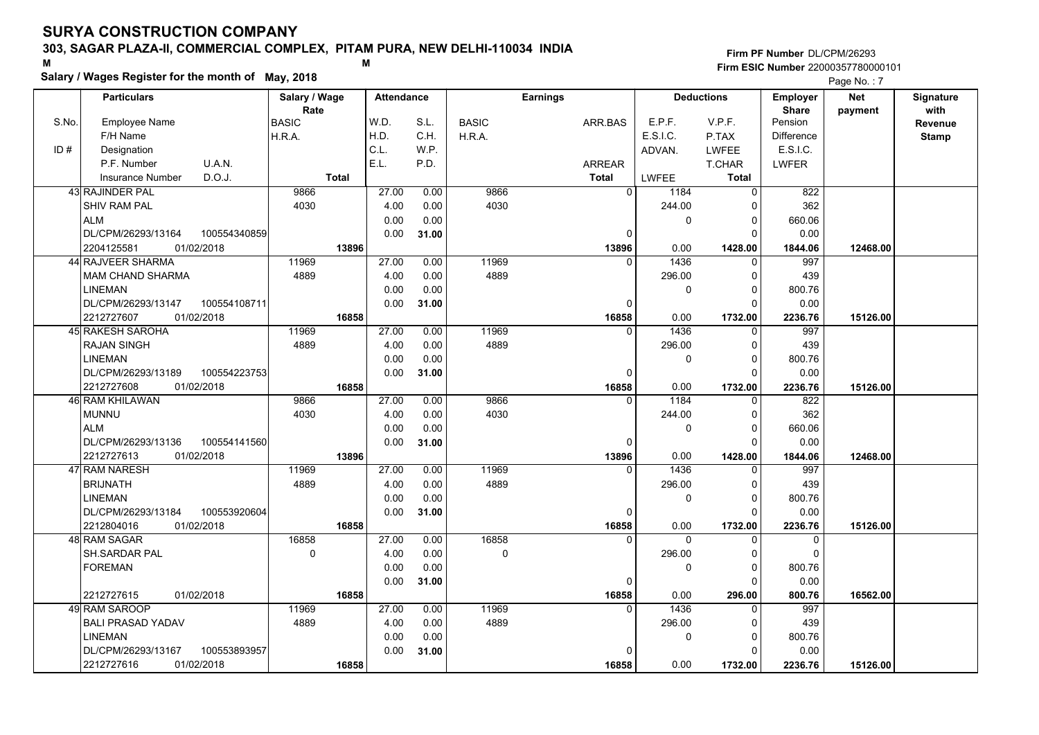# SURYA CONSTRUCTION COMPANY

**303, SAGAR PLAZA-II, COMMERCIAL COMPLEX, PITAM PURA, NEW DELHI-110034 INDIA**

M M

**Salary / Wages Register for the month of May, 2018**

**Firm PF Number** DL/CPM/26293

**Firm ESIC Number** 22000357780000101

| S.No. | Particulars: Employee Name / F/H Name / ID # Designation / P.F. Number, U.A.N. / Insurance Number, D.O.J. | Salary / Wage Rate: BASIC / H.R.A. / Total | Attendance: W.D. / H.D. / C.L. / E.L. | Attendance: S.L. / C.H. / W.P. / P.D. | Earnings: BASIC / H.R.A. | Earnings: ARR.BAS / ARREAR / Total | Deductions: E.P.F. / E.S.I.C. / ADVAN. / LWFEE | Deductions: V.P.F. / P.TAX / LWFEE / T.CHAR / Total | Employer Share: Pension / Difference / E.S.I.C. / LWFER | Net payment | Signature with Revenue Stamp |
|---|---|---|---|---|---|---|---|---|---|---|---|
| 43 | RAJINDER PAL / SHIV RAM PAL / ALM / DL/CPM/26293/13164, 100554340859 / 2204125581, 01/02/2018 | 9866 / 4030 / **13896** | 27.00 / 4.00 / 0.00 / 0.00 | 0.00 / 0.00 / 0.00 / **31.00** | 9866 / 4030 | 0 / 0 / **13896** | 1184 / 244.00 / 0 / 0.00 | 0 / 0 / 0 / 0 / **1428.00** | 822 / 362 / 660.06 / 0.00 / **1844.06** | **12468.00** | |
| 44 | RAJVEER SHARMA / MAM CHAND SHARMA / LINEMAN / DL/CPM/26293/13147, 100554108711 / 2212727607, 01/02/2018 | 11969 / 4889 / **16858** | 27.00 / 4.00 / 0.00 / 0.00 | 0.00 / 0.00 / 0.00 / **31.00** | 11969 / 4889 | 0 / 0 / **16858** | 1436 / 296.00 / 0 / 0.00 | 0 / 0 / 0 / 0 / **1732.00** | 997 / 439 / 800.76 / 0.00 / **2236.76** | **15126.00** | |
| 45 | RAKESH SAROHA / RAJAN SINGH / LINEMAN / DL/CPM/26293/13189, 100554223753 / 2212727608, 01/02/2018 | 11969 / 4889 / **16858** | 27.00 / 4.00 / 0.00 / 0.00 | 0.00 / 0.00 / 0.00 / **31.00** | 11969 / 4889 | 0 / 0 / **16858** | 1436 / 296.00 / 0 / 0.00 | 0 / 0 / 0 / 0 / **1732.00** | 997 / 439 / 800.76 / 0.00 / **2236.76** | **15126.00** | |
| 46 | RAM KHILAWAN / MUNNU / ALM / DL/CPM/26293/13136, 100554141560 / 2212727613, 01/02/2018 | 9866 / 4030 / **13896** | 27.00 / 4.00 / 0.00 / 0.00 | 0.00 / 0.00 / 0.00 / **31.00** | 9866 / 4030 | 0 / 0 / **13896** | 1184 / 244.00 / 0 / 0.00 | 0 / 0 / 0 / 0 / **1428.00** | 822 / 362 / 660.06 / 0.00 / **1844.06** | **12468.00** | |
| 47 | RAM NARESH / BRIJNATH / LINEMAN / DL/CPM/26293/13184, 100553920604 / 2212804016, 01/02/2018 | 11969 / 4889 / **16858** | 27.00 / 4.00 / 0.00 / 0.00 | 0.00 / 0.00 / 0.00 / **31.00** | 11969 / 4889 | 0 / 0 / **16858** | 1436 / 296.00 / 0 / 0.00 | 0 / 0 / 0 / 0 / **1732.00** | 997 / 439 / 800.76 / 0.00 / **2236.76** | **15126.00** | |
| 48 | RAM SAGAR / SH.SARDAR PAL / FOREMAN / / 2212727615, 01/02/2018 | 16858 / 0 / **16858** | 27.00 / 4.00 / 0.00 / 0.00 | 0.00 / 0.00 / 0.00 / **31.00** | 16858 / 0 | 0 / 0 / **16858** | 0 / 296.00 / 0 / 0.00 | 0 / 0 / 0 / 0 / **296.00** | 0 / 0 / 800.76 / 0.00 / **800.76** | **16562.00** | |
| 49 | RAM SAROOP / BALI PRASAD YADAV / LINEMAN / DL/CPM/26293/13167, 100553893957 / 2212727616, 01/02/2018 | 11969 / 4889 / **16858** | 27.00 / 4.00 / 0.00 / 0.00 | 0.00 / 0.00 / 0.00 / **31.00** | 11969 / 4889 | 0 / 0 / **16858** | 1436 / 296.00 / 0 / 0.00 | 0 / 0 / 0 / 0 / **1732.00** | 997 / 439 / 800.76 / 0.00 / **2236.76** | **15126.00** | |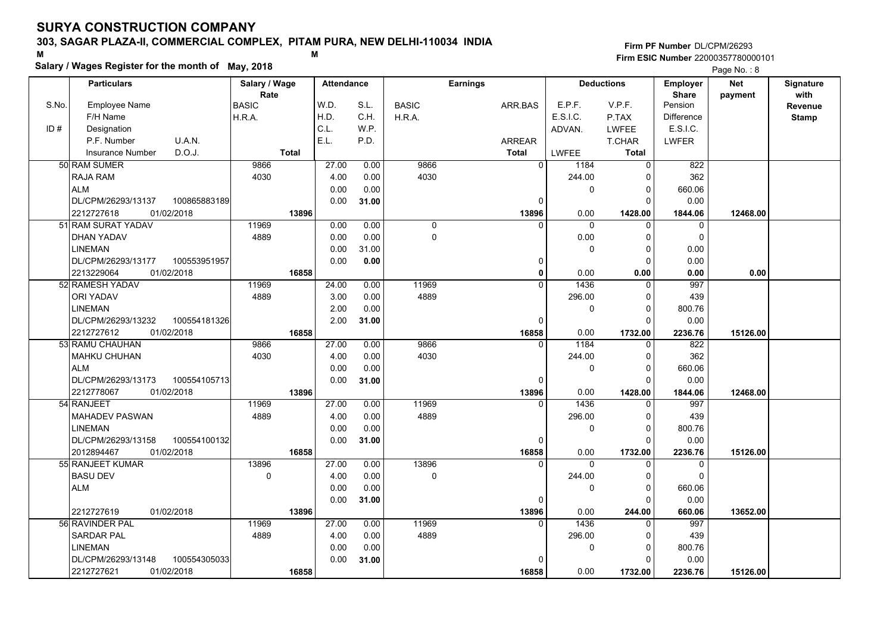# SURYA CONSTRUCTION COMPANY

**303, SAGAR PLAZA-II, COMMERCIAL COMPLEX, PITAM PURA, NEW DELHI-110034 INDIA**

**Salary / Wages Register for the month of May, 2018**

Firm PF Number DL/CPM/26293
Firm ESIC Number 22000357780000101

| S.No. / ID # | Particulars: Employee Name / F/H Name / Designation / P.F. Number, U.A.N. / Insurance Number, D.O.J. | Salary / Wage Rate: BASIC / H.R.A. / Total | Attendance: W.D. / H.D. / C.L. / E.L. | Attendance: S.L. / C.H. / W.P. / P.D. | Earnings: BASIC / H.R.A. | Earnings: ARR.BAS / ARREAR / Total | Deductions: E.P.F. / E.S.I.C. / ADVAN. / LWFEE | Deductions: V.P.F. / P.TAX / LWFEE / T.CHAR / Total | Employer Share: Pension / Difference / E.S.I.C. / LWFER | Net payment | Signature with Revenue Stamp |
|---|---|---|---|---|---|---|---|---|---|---|---|
| 50 | RAM SUMER / RAJA RAM / ALM / DL/CPM/26293/13137, 100865883189 / 2212727618, 01/02/2018 | 9866 / 4030 / **13896** | 27.00 / 4.00 / 0.00 / 0.00 | 0.00 / 0.00 / 0.00 / **31.00** | 9866 / 4030 | 0 / 0 / **13896** | 1184 / 244.00 / 0 / 0.00 | 0 / 0 / 0 / 0 / **1428.00** | 822 / 362 / 660.06 / 0.00 / **1844.06** | **12468.00** | |
| 51 | RAM SURAT YADAV / DHAN YADAV / LINEMAN / DL/CPM/26293/13177, 100553951957 / 2213229064, 01/02/2018 | 11969 / 4889 / **16858** | 0.00 / 0.00 / 0.00 / 0.00 | 0.00 / 0.00 / 31.00 / **0.00** | 0 / 0 | 0 / 0 / **0** | 0 / 0.00 / 0 / 0.00 | 0 / 0 / 0 / 0 / **0.00** | 0 / 0 / 0.00 / 0.00 / **0.00** | **0.00** | |
| 52 | RAMESH YADAV / ORI YADAV / LINEMAN / DL/CPM/26293/13232, 100554181326 / 2212727612, 01/02/2018 | 11969 / 4889 / **16858** | 24.00 / 3.00 / 2.00 / 2.00 | 0.00 / 0.00 / 0.00 / **31.00** | 11969 / 4889 | 0 / 0 / **16858** | 1436 / 296.00 / 0 / 0.00 | 0 / 0 / 0 / 0 / **1732.00** | 997 / 439 / 800.76 / 0.00 / **2236.76** | **15126.00** | |
| 53 | RAMU CHAUHAN / MAHKU CHUHAN / ALM / DL/CPM/26293/13173, 100554105713 / 2212778067, 01/02/2018 | 9866 / 4030 / **13896** | 27.00 / 4.00 / 0.00 / 0.00 | 0.00 / 0.00 / 0.00 / **31.00** | 9866 / 4030 | 0 / 0 / **13896** | 1184 / 244.00 / 0 / 0.00 | 0 / 0 / 0 / 0 / **1428.00** | 822 / 362 / 660.06 / 0.00 / **1844.06** | **12468.00** | |
| 54 | RANJEET / MAHADEV PASWAN / LINEMAN / DL/CPM/26293/13158, 100554100132 / 2012894467, 01/02/2018 | 11969 / 4889 / **16858** | 27.00 / 4.00 / 0.00 / 0.00 | 0.00 / 0.00 / 0.00 / **31.00** | 11969 / 4889 | 0 / 0 / **16858** | 1436 / 296.00 / 0 / 0.00 | 0 / 0 / 0 / 0 / **1732.00** | 997 / 439 / 800.76 / 0.00 / **2236.76** | **15126.00** | |
| 55 | RANJEET KUMAR / BASU DEV / ALM / / 2212727619, 01/02/2018 | 13896 / 0 / **13896** | 27.00 / 4.00 / 0.00 / 0.00 | 0.00 / 0.00 / 0.00 / **31.00** | 13896 / 0 | 0 / 0 / **13896** | 0 / 244.00 / 0 / 0.00 | 0 / 0 / 0 / 0 / **244.00** | 0 / 0 / 660.06 / 0.00 / **660.06** | **13652.00** | |
| 56 | RAVINDER PAL / SARDAR PAL / LINEMAN / DL/CPM/26293/13148, 100554305033 / 2212727621, 01/02/2018 | 11969 / 4889 / **16858** | 27.00 / 4.00 / 0.00 / 0.00 | 0.00 / 0.00 / 0.00 / **31.00** | 11969 / 4889 | 0 / 0 / **16858** | 1436 / 296.00 / 0 / 0.00 | 0 / 0 / 0 / 0 / **1732.00** | 997 / 439 / 800.76 / 0.00 / **2236.76** | **15126.00** | |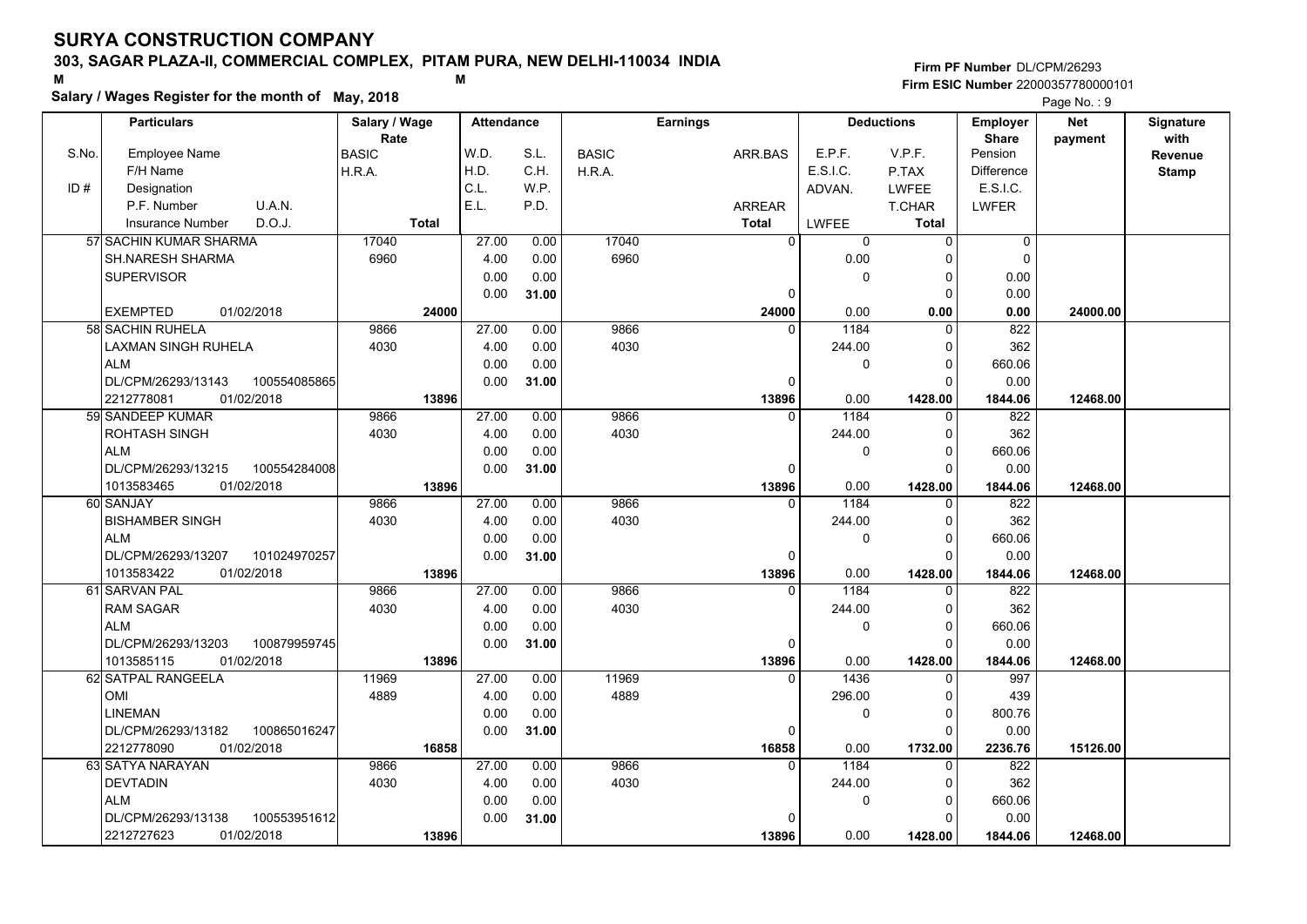# SURYA CONSTRUCTION COMPANY

## 303, SAGAR PLAZA-II, COMMERCIAL COMPLEX, PITAM PURA, NEW DELHI-110034 INDIA

**Salary / Wages Register for the month of May, 2018**

Firm PF Number DL/CPM/26293
Firm ESIC Number 22000357780000101

| S.No. / ID # | Particulars (Employee Name / F/H Name / Designation / P.F. Number U.A.N. / Insurance Number D.O.J.) | Salary / Wage Rate (BASIC / H.R.A. / Total) | Attendance (W.D. S.L. / H.D. C.H. / C.L. W.P. / E.L. P.D.) | Earnings (BASIC / H.R.A.) | Earnings (ARR.BAS / ARREAR / Total) | Deductions (E.P.F. / E.S.I.C. / ADVAN. / LWFEE) | Deductions (V.P.F. / P.TAX / LWFEE / T.CHAR / Total) | Employer Share (Pension / Difference / E.S.I.C. / LWFER) | Net payment | Signature with Revenue Stamp |
|---|---|---|---|---|---|---|---|---|---|---|
| 57 | SACHIN KUMAR SHARMA<br>SH.NARESH SHARMA<br>SUPERVISOR<br><br>EXEMPTED 01/02/2018 | 17040<br>6960<br><br><br>**24000** | 27.00 0.00<br>4.00 0.00<br>0.00 0.00<br>0.00 **31.00** | 17040<br>6960 | 0<br><br><br>0<br>**24000** | 0<br>0.00<br>0<br><br>0.00 | 0<br>0<br>0<br>0<br>**0.00** | 0<br>0<br>0.00<br>0.00<br>**0.00** | **24000.00** | |
| 58 | SACHIN RUHELA<br>LAXMAN SINGH RUHELA<br>ALM<br>DL/CPM/26293/13143 100554085865<br>2212778081 01/02/2018 | 9866<br>4030<br><br><br>**13896** | 27.00 0.00<br>4.00 0.00<br>0.00 0.00<br>0.00 **31.00** | 9866<br>4030 | 0<br><br><br>0<br>**13896** | 1184<br>244.00<br>0<br><br>0.00 | 0<br>0<br>0<br>0<br>**1428.00** | 822<br>362<br>660.06<br>0.00<br>**1844.06** | **12468.00** | |
| 59 | SANDEEP KUMAR<br>ROHTASH SINGH<br>ALM<br>DL/CPM/26293/13215 100554284008<br>1013583465 01/02/2018 | 9866<br>4030<br><br><br>**13896** | 27.00 0.00<br>4.00 0.00<br>0.00 0.00<br>0.00 **31.00** | 9866<br>4030 | 0<br><br><br>0<br>**13896** | 1184<br>244.00<br>0<br><br>0.00 | 0<br>0<br>0<br>0<br>**1428.00** | 822<br>362<br>660.06<br>0.00<br>**1844.06** | **12468.00** | |
| 60 | SANJAY<br>BISHAMBER SINGH<br>ALM<br>DL/CPM/26293/13207 101024970257<br>1013583422 01/02/2018 | 9866<br>4030<br><br><br>**13896** | 27.00 0.00<br>4.00 0.00<br>0.00 0.00<br>0.00 **31.00** | 9866<br>4030 | 0<br><br><br>0<br>**13896** | 1184<br>244.00<br>0<br><br>0.00 | 0<br>0<br>0<br>0<br>**1428.00** | 822<br>362<br>660.06<br>0.00<br>**1844.06** | **12468.00** | |
| 61 | SARVAN PAL<br>RAM SAGAR<br>ALM<br>DL/CPM/26293/13203 100879959745<br>1013585115 01/02/2018 | 9866<br>4030<br><br><br>**13896** | 27.00 0.00<br>4.00 0.00<br>0.00 0.00<br>0.00 **31.00** | 9866<br>4030 | 0<br><br><br>0<br>**13896** | 1184<br>244.00<br>0<br><br>0.00 | 0<br>0<br>0<br>0<br>**1428.00** | 822<br>362<br>660.06<br>0.00<br>**1844.06** | **12468.00** | |
| 62 | SATPAL RANGEELA<br>OMI<br>LINEMAN<br>DL/CPM/26293/13182 100865016247<br>2212778090 01/02/2018 | 11969<br>4889<br><br><br>**16858** | 27.00 0.00<br>4.00 0.00<br>0.00 0.00<br>0.00 **31.00** | 11969<br>4889 | 0<br><br><br>0<br>**16858** | 1436<br>296.00<br>0<br><br>0.00 | 0<br>0<br>0<br>0<br>**1732.00** | 997<br>439<br>800.76<br>0.00<br>**2236.76** | **15126.00** | |
| 63 | SATYA NARAYAN<br>DEVTADIN<br>ALM<br>DL/CPM/26293/13138 100553951612<br>2212727623 01/02/2018 | 9866<br>4030<br><br><br>**13896** | 27.00 0.00<br>4.00 0.00<br>0.00 0.00<br>0.00 **31.00** | 9866<br>4030 | 0<br><br><br>0<br>**13896** | 1184<br>244.00<br>0<br><br>0.00 | 0<br>0<br>0<br>0<br>**1428.00** | 822<br>362<br>660.06<br>0.00<br>**1844.06** | **12468.00** | |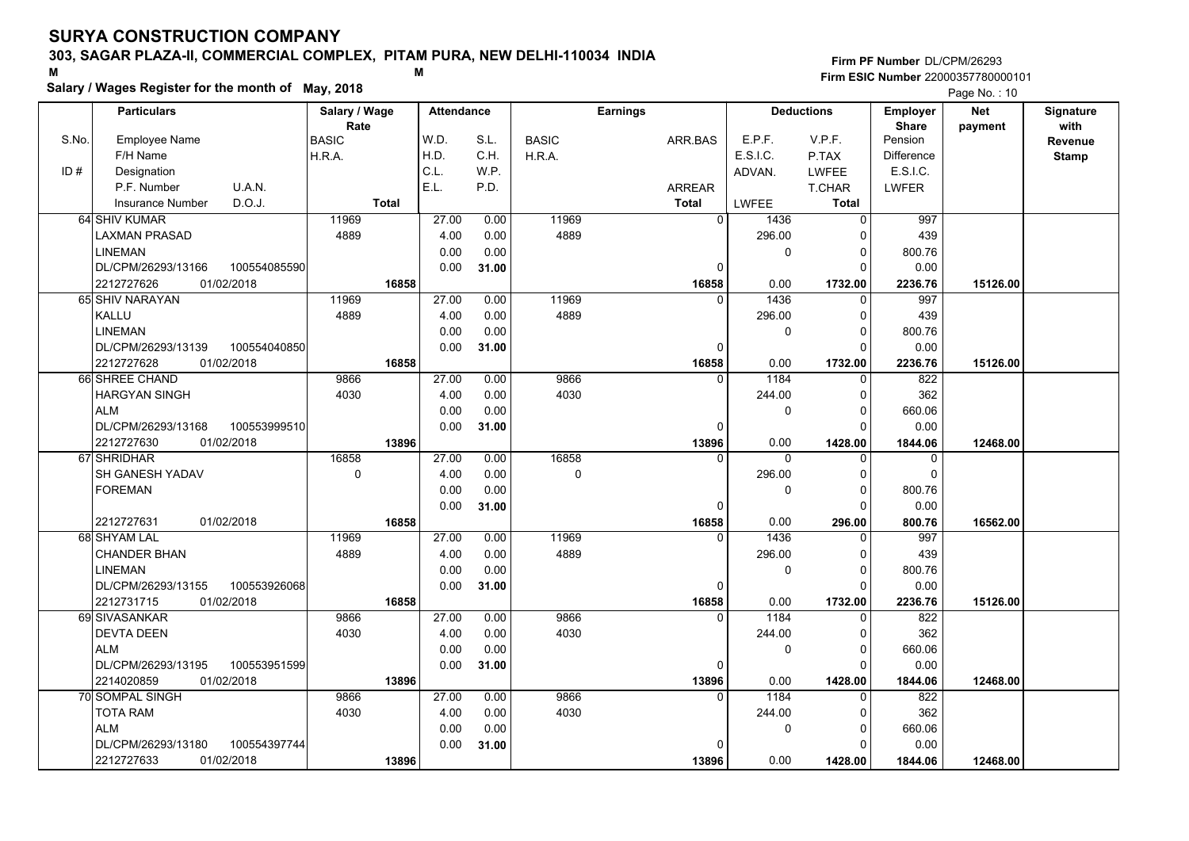# SURYA CONSTRUCTION COMPANY

**303, SAGAR PLAZA-II, COMMERCIAL COMPLEX, PITAM PURA, NEW DELHI-110034 INDIA**

M M

**Salary / Wages Register for the month of May, 2018**

**Firm PF Number** DL/CPM/26293
**Firm ESIC Number** 22000357780000101

| S.No. / ID # | Particulars: Employee Name / F/H Name / Designation / P.F. Number / U.A.N. / Insurance Number / D.O.J. | Salary / Wage Rate: BASIC / H.R.A. / Total | Attendance: W.D. / H.D. / C.L. / E.L. | Attendance: S.L. / C.H. / W.P. / P.D. | Earnings: BASIC / H.R.A. | Earnings: ARR.BAS / ARREAR / Total | Deductions: E.P.F. / E.S.I.C. / ADVAN. / LWFEE | Deductions: V.P.F. / P.TAX / LWFEE / T.CHAR / Total | Employer Share: Pension / Difference / E.S.I.C. / LWFER | Net payment | Signature with Revenue Stamp |
|---|---|---|---|---|---|---|---|---|---|---|---|
| 64 | SHIV KUMAR / LAXMAN PRASAD / LINEMAN / DL/CPM/26293/13166 / 100554085590 / 2212727626 / 01/02/2018 | 11969 / 4889 / 16858 | 27.00 / 4.00 / 0.00 / 0.00 | 0.00 / 0.00 / 0.00 / 31.00 | 11969 / 4889 | 0 / 0 / 16858 | 1436 / 296.00 / 0 / 0.00 | 0 / 0 / 0 / 0 / 1732.00 | 997 / 439 / 800.76 / 0.00 / 2236.76 | 15126.00 | |
| 65 | SHIV NARAYAN / KALLU / LINEMAN / DL/CPM/26293/13139 / 100554040850 / 2212727628 / 01/02/2018 | 11969 / 4889 / 16858 | 27.00 / 4.00 / 0.00 / 0.00 | 0.00 / 0.00 / 0.00 / 31.00 | 11969 / 4889 | 0 / 0 / 16858 | 1436 / 296.00 / 0 / 0.00 | 0 / 0 / 0 / 0 / 1732.00 | 997 / 439 / 800.76 / 0.00 / 2236.76 | 15126.00 | |
| 66 | SHREE CHAND / HARGYAN SINGH / ALM / DL/CPM/26293/13168 / 100553999510 / 2212727630 / 01/02/2018 | 9866 / 4030 / 13896 | 27.00 / 4.00 / 0.00 / 0.00 | 0.00 / 0.00 / 0.00 / 31.00 | 9866 / 4030 | 0 / 0 / 13896 | 1184 / 244.00 / 0 / 0.00 | 0 / 0 / 0 / 0 / 1428.00 | 822 / 362 / 660.06 / 0.00 / 1844.06 | 12468.00 | |
| 67 | SHRIDHAR / SH GANESH YADAV / FOREMAN / 2212727631 / 01/02/2018 | 16858 / 0 / 16858 | 27.00 / 4.00 / 0.00 / 0.00 | 0.00 / 0.00 / 0.00 / 31.00 | 16858 / 0 | 0 / 0 / 16858 | 0 / 296.00 / 0 / 0.00 | 0 / 0 / 0 / 0 / 296.00 | 0 / 0 / 800.76 / 0.00 / 800.76 | 16562.00 | |
| 68 | SHYAM LAL / CHANDER BHAN / LINEMAN / DL/CPM/26293/13155 / 100553926068 / 2212731715 / 01/02/2018 | 11969 / 4889 / 16858 | 27.00 / 4.00 / 0.00 / 0.00 | 0.00 / 0.00 / 0.00 / 31.00 | 11969 / 4889 | 0 / 0 / 16858 | 1436 / 296.00 / 0 / 0.00 | 0 / 0 / 0 / 0 / 1732.00 | 997 / 439 / 800.76 / 0.00 / 2236.76 | 15126.00 | |
| 69 | SIVASANKAR / DEVTA DEEN / ALM / DL/CPM/26293/13195 / 100553951599 / 2214020859 / 01/02/2018 | 9866 / 4030 / 13896 | 27.00 / 4.00 / 0.00 / 0.00 | 0.00 / 0.00 / 0.00 / 31.00 | 9866 / 4030 | 0 / 0 / 13896 | 1184 / 244.00 / 0 / 0.00 | 0 / 0 / 0 / 0 / 1428.00 | 822 / 362 / 660.06 / 0.00 / 1844.06 | 12468.00 | |
| 70 | SOMPAL SINGH / TOTA RAM / ALM / DL/CPM/26293/13180 / 100554397744 / 2212727633 / 01/02/2018 | 9866 / 4030 / 13896 | 27.00 / 4.00 / 0.00 / 0.00 | 0.00 / 0.00 / 0.00 / 31.00 | 9866 / 4030 | 0 / 0 / 13896 | 1184 / 244.00 / 0 / 0.00 | 0 / 0 / 0 / 0 / 1428.00 | 822 / 362 / 660.06 / 0.00 / 1844.06 | 12468.00 | |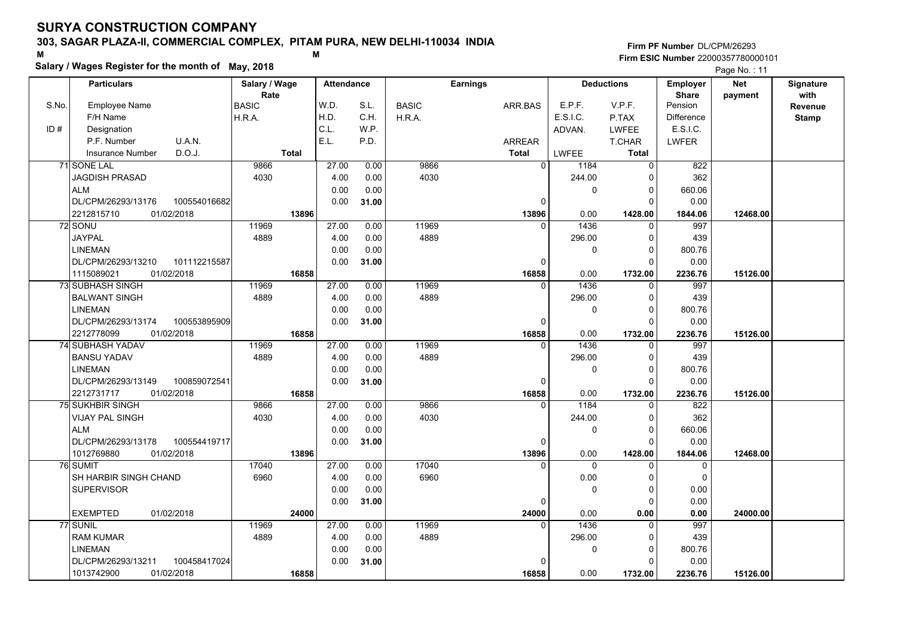# SURYA CONSTRUCTION COMPANY

## 303, SAGAR PLAZA-II, COMMERCIAL COMPLEX, PITAM PURA, NEW DELHI-110034 INDIA

**Salary / Wages Register for the month of May, 2018**

Firm PF Number DL/CPM/26293
Firm ESIC Number 22000357780000101

Page No. : 11

| S.No. / ID # | Particulars: Employee Name / F/H Name / Designation / P.F. Number, U.A.N. / Insurance Number, D.O.J. | Salary / Wage Rate: BASIC / H.R.A. / Total | Attendance: W.D. / H.D. / C.L. / E.L. | Attendance: S.L. / C.H. / W.P. / P.D. | Earnings: BASIC / H.R.A. | Earnings: ARR.BAS / ARREAR / Total | Deductions: E.P.F. / E.S.I.C. / ADVAN. / LWFEE | Deductions: V.P.F. / P.TAX / LWFEE / T.CHAR / Total | Employer Share: Pension / Difference / E.S.I.C. / LWFER | Net payment | Signature with Revenue Stamp |
|---|---|---|---|---|---|---|---|---|---|---|---|
| 71 | SONE LAL / JAGDISH PRASAD / ALM / DL/CPM/26293/13176, 100554016682 / 2212815710, 01/02/2018 | 9866 / 4030 / 13896 | 27.00 / 4.00 / 0.00 / 0.00 | 0.00 / 0.00 / 0.00 / 31.00 | 9866 / 4030 | 0 / 0 / 13896 | 1184 / 244.00 / 0 / 0.00 | 0 / 0 / 0 / 0 / 1428.00 | 822 / 362 / 660.06 / 0.00 / 1844.06 | 12468.00 | |
| 72 | SONU / JAYPAL / LINEMAN / DL/CPM/26293/13210, 101112215587 / 1115089021, 01/02/2018 | 11969 / 4889 / 16858 | 27.00 / 4.00 / 0.00 / 0.00 | 0.00 / 0.00 / 0.00 / 31.00 | 11969 / 4889 | 0 / 0 / 16858 | 1436 / 296.00 / 0 / 0.00 | 0 / 0 / 0 / 0 / 1732.00 | 997 / 439 / 800.76 / 0.00 / 2236.76 | 15126.00 | |
| 73 | SUBHASH SINGH / BALWANT SINGH / LINEMAN / DL/CPM/26293/13174, 100553895909 / 2212778099, 01/02/2018 | 11969 / 4889 / 16858 | 27.00 / 4.00 / 0.00 / 0.00 | 0.00 / 0.00 / 0.00 / 31.00 | 11969 / 4889 | 0 / 0 / 16858 | 1436 / 296.00 / 0 / 0.00 | 0 / 0 / 0 / 0 / 1732.00 | 997 / 439 / 800.76 / 0.00 / 2236.76 | 15126.00 | |
| 74 | SUBHASH YADAV / BANSU YADAV / LINEMAN / DL/CPM/26293/13149, 100859072541 / 2212731717, 01/02/2018 | 11969 / 4889 / 16858 | 27.00 / 4.00 / 0.00 / 0.00 | 0.00 / 0.00 / 0.00 / 31.00 | 11969 / 4889 | 0 / 0 / 16858 | 1436 / 296.00 / 0 / 0.00 | 0 / 0 / 0 / 0 / 1732.00 | 997 / 439 / 800.76 / 0.00 / 2236.76 | 15126.00 | |
| 75 | SUKHBIR SINGH / VIJAY PAL SINGH / ALM / DL/CPM/26293/13178, 100554419717 / 1012769880, 01/02/2018 | 9866 / 4030 / 13896 | 27.00 / 4.00 / 0.00 / 0.00 | 0.00 / 0.00 / 0.00 / 31.00 | 9866 / 4030 | 0 / 0 / 13896 | 1184 / 244.00 / 0 / 0.00 | 0 / 0 / 0 / 0 / 1428.00 | 822 / 362 / 660.06 / 0.00 / 1844.06 | 12468.00 | |
| 76 | SUMIT / SH HARBIR SINGH CHAND / SUPERVISOR / / EXEMPTED, 01/02/2018 | 17040 / 6960 / 24000 | 27.00 / 4.00 / 0.00 / 0.00 | 0.00 / 0.00 / 0.00 / 31.00 | 17040 / 6960 | 0 / 0 / 24000 | 0 / 0.00 / 0 / 0.00 | 0 / 0 / 0 / 0 / 0.00 | 0 / 0 / 0.00 / 0.00 / 0.00 | 24000.00 | |
| 77 | SUNIL / RAM KUMAR / LINEMAN / DL/CPM/26293/13211, 100458417024 / 1013742900, 01/02/2018 | 11969 / 4889 / 16858 | 27.00 / 4.00 / 0.00 / 0.00 | 0.00 / 0.00 / 0.00 / 31.00 | 11969 / 4889 | 0 / 0 / 16858 | 1436 / 296.00 / 0 / 0.00 | 0 / 0 / 0 / 0 / 1732.00 | 997 / 439 / 800.76 / 0.00 / 2236.76 | 15126.00 | |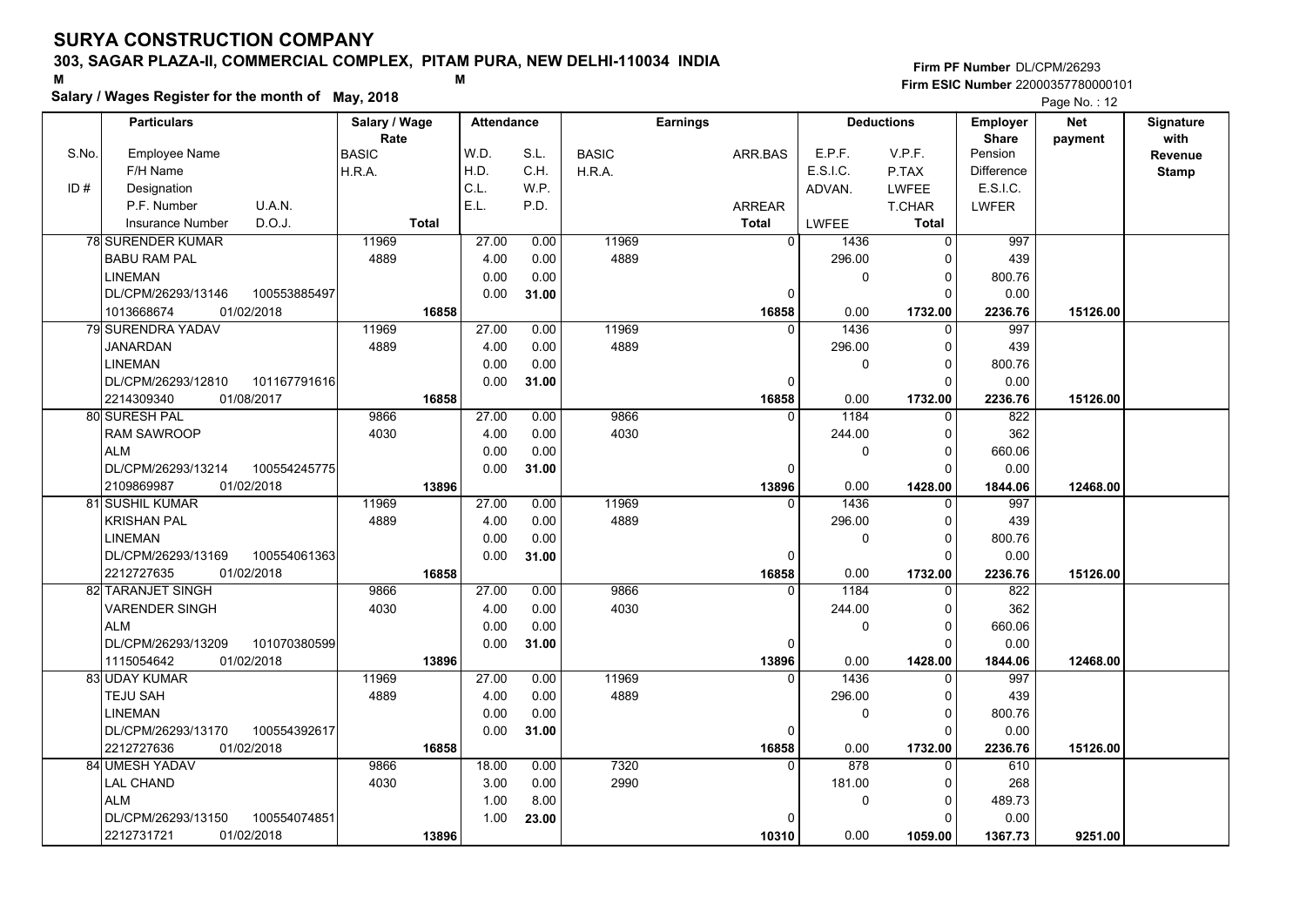# SURYA CONSTRUCTION COMPANY

## 303, SAGAR PLAZA-II, COMMERCIAL COMPLEX, PITAM PURA, NEW DELHI-110034 INDIA

**Salary / Wages Register for the month of May, 2018**

**Firm PF Number** DL/CPM/26293
**Firm ESIC Number** 22000357780000101

| S.No. | Employee Name / F/H Name / Designation / P.F. Number, U.A.N. / Insurance Number, D.O.J. | Salary / Wage Rate: BASIC / H.R.A. / Total | W.D. / H.D. / C.L. / E.L. | S.L. / C.H. / W.P. / P.D. | BASIC / H.R.A. | ARR.BAS / ARREAR / Total | E.P.F. / E.S.I.C. / ADVAN. / LWFEE | V.P.F. / P.TAX / LWFEE / T.CHAR / Total | Employer Share: Pension / Difference / E.S.I.C. / LWFER | Net payment | Signature with Revenue Stamp |
|---|---|---|---|---|---|---|---|---|---|---|---|
| 78 | SURENDER KUMAR | 11969 | 27.00 | 0.00 | 11969 | 0 | 1436 | 0 | 997 | | |
| | BABU RAM PAL | 4889 | 4.00 | 0.00 | 4889 | | 296.00 | 0 | 439 | | |
| | LINEMAN | | 0.00 | 0.00 | | | 0 | 0 | 800.76 | | |
| | DL/CPM/26293/13146 100553885497 | | 0.00 | 31.00 | | 0 | | 0 | 0.00 | | |
| | 1013668674 01/02/2018 | 16858 | | | | 16858 | 0.00 | 1732.00 | 2236.76 | 15126.00 | |
| 79 | SURENDRA YADAV | 11969 | 27.00 | 0.00 | 11969 | 0 | 1436 | 0 | 997 | | |
| | JANARDAN | 4889 | 4.00 | 0.00 | 4889 | | 296.00 | 0 | 439 | | |
| | LINEMAN | | 0.00 | 0.00 | | | 0 | 0 | 800.76 | | |
| | DL/CPM/26293/12810 101167791616 | | 0.00 | 31.00 | | 0 | | 0 | 0.00 | | |
| | 2214309340 01/08/2017 | 16858 | | | | 16858 | 0.00 | 1732.00 | 2236.76 | 15126.00 | |
| 80 | SURESH PAL | 9866 | 27.00 | 0.00 | 9866 | 0 | 1184 | 0 | 822 | | |
| | RAM SAWROOP | 4030 | 4.00 | 0.00 | 4030 | | 244.00 | 0 | 362 | | |
| | ALM | | 0.00 | 0.00 | | | 0 | 0 | 660.06 | | |
| | DL/CPM/26293/13214 100554245775 | | 0.00 | 31.00 | | 0 | | 0 | 0.00 | | |
| | 2109869987 01/02/2018 | 13896 | | | | 13896 | 0.00 | 1428.00 | 1844.06 | 12468.00 | |
| 81 | SUSHIL KUMAR | 11969 | 27.00 | 0.00 | 11969 | 0 | 1436 | 0 | 997 | | |
| | KRISHAN PAL | 4889 | 4.00 | 0.00 | 4889 | | 296.00 | 0 | 439 | | |
| | LINEMAN | | 0.00 | 0.00 | | | 0 | 0 | 800.76 | | |
| | DL/CPM/26293/13169 100554061363 | | 0.00 | 31.00 | | 0 | | 0 | 0.00 | | |
| | 2212727635 01/02/2018 | 16858 | | | | 16858 | 0.00 | 1732.00 | 2236.76 | 15126.00 | |
| 82 | TARANJET SINGH | 9866 | 27.00 | 0.00 | 9866 | 0 | 1184 | 0 | 822 | | |
| | VARENDER SINGH | 4030 | 4.00 | 0.00 | 4030 | | 244.00 | 0 | 362 | | |
| | ALM | | 0.00 | 0.00 | | | 0 | 0 | 660.06 | | |
| | DL/CPM/26293/13209 101070380599 | | 0.00 | 31.00 | | 0 | | 0 | 0.00 | | |
| | 1115054642 01/02/2018 | 13896 | | | | 13896 | 0.00 | 1428.00 | 1844.06 | 12468.00 | |
| 83 | UDAY KUMAR | 11969 | 27.00 | 0.00 | 11969 | 0 | 1436 | 0 | 997 | | |
| | TEJU SAH | 4889 | 4.00 | 0.00 | 4889 | | 296.00 | 0 | 439 | | |
| | LINEMAN | | 0.00 | 0.00 | | | 0 | 0 | 800.76 | | |
| | DL/CPM/26293/13170 100554392617 | | 0.00 | 31.00 | | 0 | | 0 | 0.00 | | |
| | 2212727636 01/02/2018 | 16858 | | | | 16858 | 0.00 | 1732.00 | 2236.76 | 15126.00 | |
| 84 | UMESH YADAV | 9866 | 18.00 | 0.00 | 7320 | 0 | 878 | 0 | 610 | | |
| | LAL CHAND | 4030 | 3.00 | 0.00 | 2990 | | 181.00 | 0 | 268 | | |
| | ALM | | 1.00 | 8.00 | | | 0 | 0 | 489.73 | | |
| | DL/CPM/26293/13150 100554074851 | | 1.00 | 23.00 | | 0 | | 0 | 0.00 | | |
| | 2212731721 01/02/2018 | 13896 | | | | 10310 | 0.00 | 1059.00 | 1367.73 | 9251.00 | |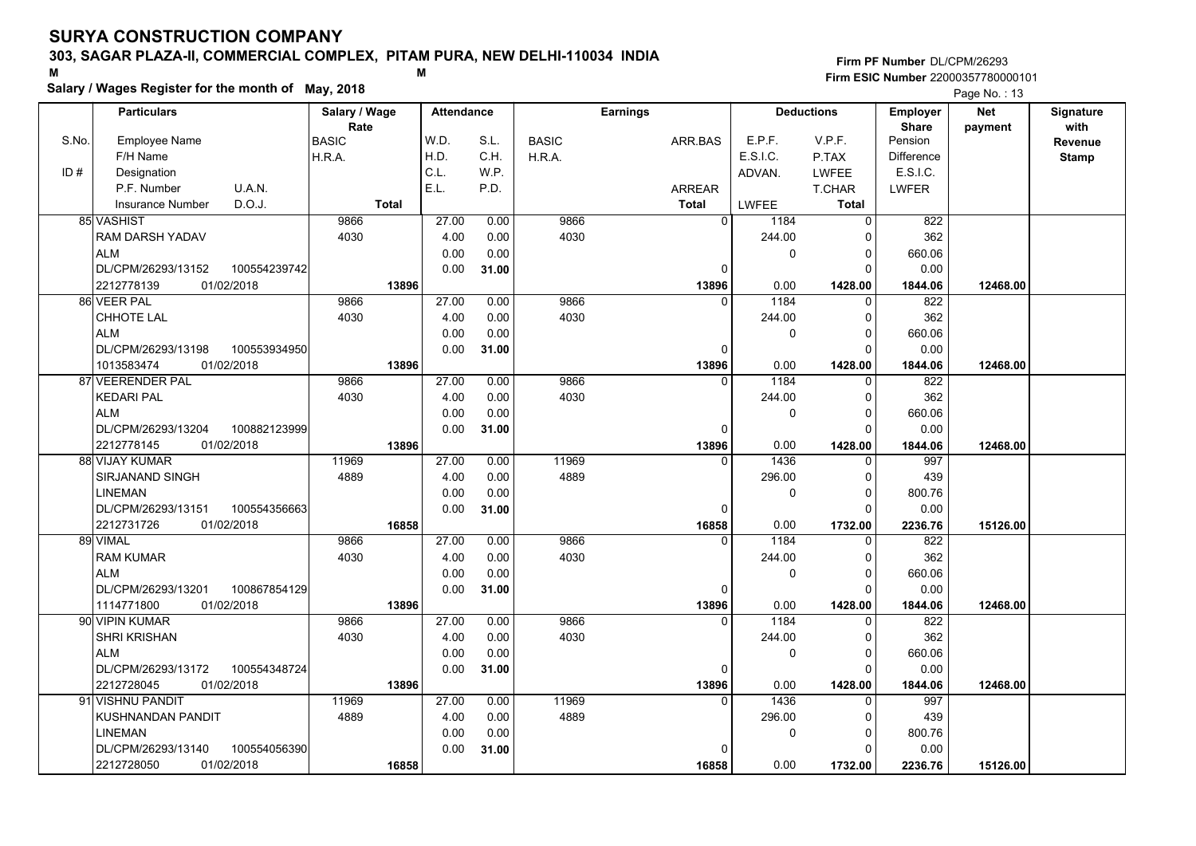# SURYA CONSTRUCTION COMPANY

## 303, SAGAR PLAZA-II, COMMERCIAL COMPLEX, PITAM PURA, NEW DELHI-110034 INDIA

**Salary / Wages Register for the month of May, 2018**

**Firm PF Number** DL/CPM/26293
**Firm ESIC Number** 22000357780000101

| S.No. / ID # | Particulars (Employee Name / F/H Name / Designation / P.F. Number / U.A.N. / Insurance Number / D.O.J.) | Salary / Wage Rate (BASIC / H.R.A. / Total) | Attendance (W.D. / H.D. / C.L. / E.L.) | Attendance (S.L. / C.H. / W.P. / P.D.) | Earnings (BASIC / H.R.A.) | Earnings (ARR.BAS / ARREAR / Total) | Deductions (E.P.F. / E.S.I.C. / ADVAN. / LWFEE) | Deductions (V.P.F. / P.TAX / LWFEE / T.CHAR / Total) | Employer Share (Pension / Difference / E.S.I.C. / LWFER) | Net payment | Signature with Revenue Stamp |
|---|---|---|---|---|---|---|---|---|---|---|---|
| 85 | VASHIST<br>RAM DARSH YADAV<br>ALM<br>DL/CPM/26293/13152 100554239742<br>2212778139 01/02/2018 | 9866<br>4030<br>13896 | 27.00<br>4.00<br>0.00<br>0.00 | 0.00<br>0.00<br>0.00<br>31.00 | 9866<br>4030 | 0<br>0<br>13896 | 1184<br>244.00<br>0<br>0.00 | 0<br>0<br>0<br>0<br>1428.00 | 822<br>362<br>660.06<br>0.00<br>1844.06 | 12468.00 | |
| 86 | VEER PAL<br>CHHOTE LAL<br>ALM<br>DL/CPM/26293/13198 100553934950<br>1013583474 01/02/2018 | 9866<br>4030<br>13896 | 27.00<br>4.00<br>0.00<br>0.00 | 0.00<br>0.00<br>0.00<br>31.00 | 9866<br>4030 | 0<br>0<br>13896 | 1184<br>244.00<br>0<br>0.00 | 0<br>0<br>0<br>0<br>1428.00 | 822<br>362<br>660.06<br>0.00<br>1844.06 | 12468.00 | |
| 87 | VEERENDER PAL<br>KEDARI PAL<br>ALM<br>DL/CPM/26293/13204 100882123999<br>2212778145 01/02/2018 | 9866<br>4030<br>13896 | 27.00<br>4.00<br>0.00<br>0.00 | 0.00<br>0.00<br>0.00<br>31.00 | 9866<br>4030 | 0<br>0<br>13896 | 1184<br>244.00<br>0<br>0.00 | 0<br>0<br>0<br>0<br>1428.00 | 822<br>362<br>660.06<br>0.00<br>1844.06 | 12468.00 | |
| 88 | VIJAY KUMAR<br>SIRJANAND SINGH<br>LINEMAN<br>DL/CPM/26293/13151 100554356663<br>2212731726 01/02/2018 | 11969<br>4889<br>16858 | 27.00<br>4.00<br>0.00<br>0.00 | 0.00<br>0.00<br>0.00<br>31.00 | 11969<br>4889 | 0<br>0<br>16858 | 1436<br>296.00<br>0<br>0.00 | 0<br>0<br>0<br>0<br>1732.00 | 997<br>439<br>800.76<br>0.00<br>2236.76 | 15126.00 | |
| 89 | VIMAL<br>RAM KUMAR<br>ALM<br>DL/CPM/26293/13201 100867854129<br>1114771800 01/02/2018 | 9866<br>4030<br>13896 | 27.00<br>4.00<br>0.00<br>0.00 | 0.00<br>0.00<br>0.00<br>31.00 | 9866<br>4030 | 0<br>0<br>13896 | 1184<br>244.00<br>0<br>0.00 | 0<br>0<br>0<br>0<br>1428.00 | 822<br>362<br>660.06<br>0.00<br>1844.06 | 12468.00 | |
| 90 | VIPIN KUMAR<br>SHRI KRISHAN<br>ALM<br>DL/CPM/26293/13172 100554348724<br>2212728045 01/02/2018 | 9866<br>4030<br>13896 | 27.00<br>4.00<br>0.00<br>0.00 | 0.00<br>0.00<br>0.00<br>31.00 | 9866<br>4030 | 0<br>0<br>13896 | 1184<br>244.00<br>0<br>0.00 | 0<br>0<br>0<br>0<br>1428.00 | 822<br>362<br>660.06<br>0.00<br>1844.06 | 12468.00 | |
| 91 | VISHNU PANDIT<br>KUSHNANDAN PANDIT<br>LINEMAN<br>DL/CPM/26293/13140 100554056390<br>2212728050 01/02/2018 | 11969<br>4889<br>16858 | 27.00<br>4.00<br>0.00<br>0.00 | 0.00<br>0.00<br>0.00<br>31.00 | 11969<br>4889 | 0<br>0<br>16858 | 1436<br>296.00<br>0<br>0.00 | 0<br>0<br>0<br>0<br>1732.00 | 997<br>439<br>800.76<br>0.00<br>2236.76 | 15126.00 | |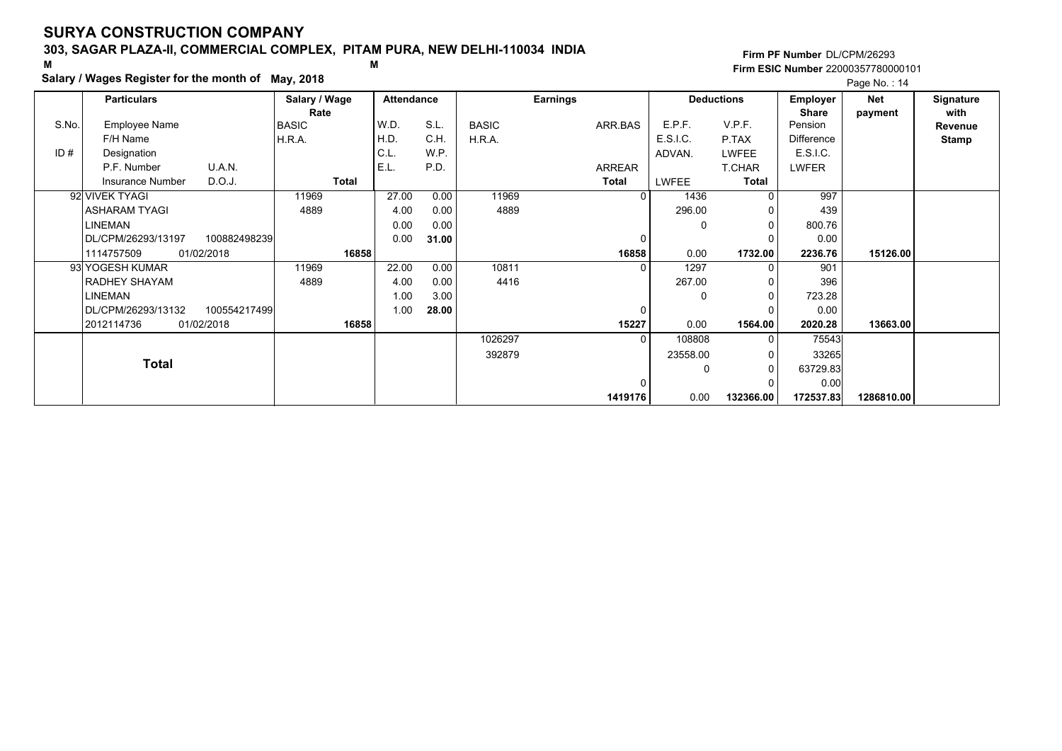# SURYA CONSTRUCTION COMPANY

**303, SAGAR PLAZA-II, COMMERCIAL COMPLEX, PITAM PURA, NEW DELHI-110034 INDIA**

M M

**Firm PF Number** DL/CPM/26293
**Firm ESIC Number** 22000357780000101

**Salary / Wages Register for the month of May, 2018**

Page No. : 14

| | Particulars | | Salary / Wage Rate | Attendance | | Earnings | | Deductions | | Employer Share | Net payment | Signature with Revenue Stamp |
|---|---|---|---|---|---|---|---|---|---|---|---|---|
| S.No. | Employee Name | | BASIC | W.D. | S.L. | BASIC | ARR.BAS | E.P.F. | V.P.F. | Pension | | |
| | F/H Name | | H.R.A. | H.D. | C.H. | H.R.A. | | E.S.I.C. | P.TAX | Difference | | |
| ID # | Designation | | | C.L. | W.P. | | | ADVAN. | LWFEE | E.S.I.C. | | |
| | P.F. Number | U.A.N. | | E.L. | P.D. | | ARREAR | | T.CHAR | LWFER | | |
| | Insurance Number | D.O.J. | Total | | | | Total | LWFEE | Total | | | |
| 92 | VIVEK TYAGI | | 11969 | 27.00 | 0.00 | 11969 | 0 | 1436 | 0 | 997 | | |
| | ASHARAM TYAGI | | 4889 | 4.00 | 0.00 | 4889 | | 296.00 | 0 | 439 | | |
| | LINEMAN | | | 0.00 | 0.00 | | | 0 | 0 | 800.76 | | |
| | DL/CPM/26293/13197 | 100882498239 | | 0.00 | **31.00** | | 0 | | 0 | 0.00 | | |
| | 1114757509 | 01/02/2018 | 16858 | | | | **16858** | 0.00 | **1732.00** | **2236.76** | **15126.00** | |
| 93 | YOGESH KUMAR | | 11969 | 22.00 | 0.00 | 10811 | 0 | 1297 | 0 | 901 | | |
| | RADHEY SHAYAM | | 4889 | 4.00 | 0.00 | 4416 | | 267.00 | 0 | 396 | | |
| | LINEMAN | | | 1.00 | 3.00 | | | 0 | 0 | 723.28 | | |
| | DL/CPM/26293/13132 | 100554217499 | | 1.00 | **28.00** | | 0 | | 0 | 0.00 | | |
| | 2012114736 | 01/02/2018 | 16858 | | | | **15227** | 0.00 | **1564.00** | **2020.28** | **13663.00** | |
| | **Total** | | | | | 1026297 | 0 | 108808 | 0 | 75543 | | |
| | | | | | | 392879 | | 23558.00 | 0 | 33265 | | |
| | | | | | | | | 0 | 0 | 63729.83 | | |
| | | | | | | | 0 | | 0 | 0.00 | | |
| | | | | | | | **1419176** | 0.00 | **132366.00** | **172537.83** | **1286810.00** | |